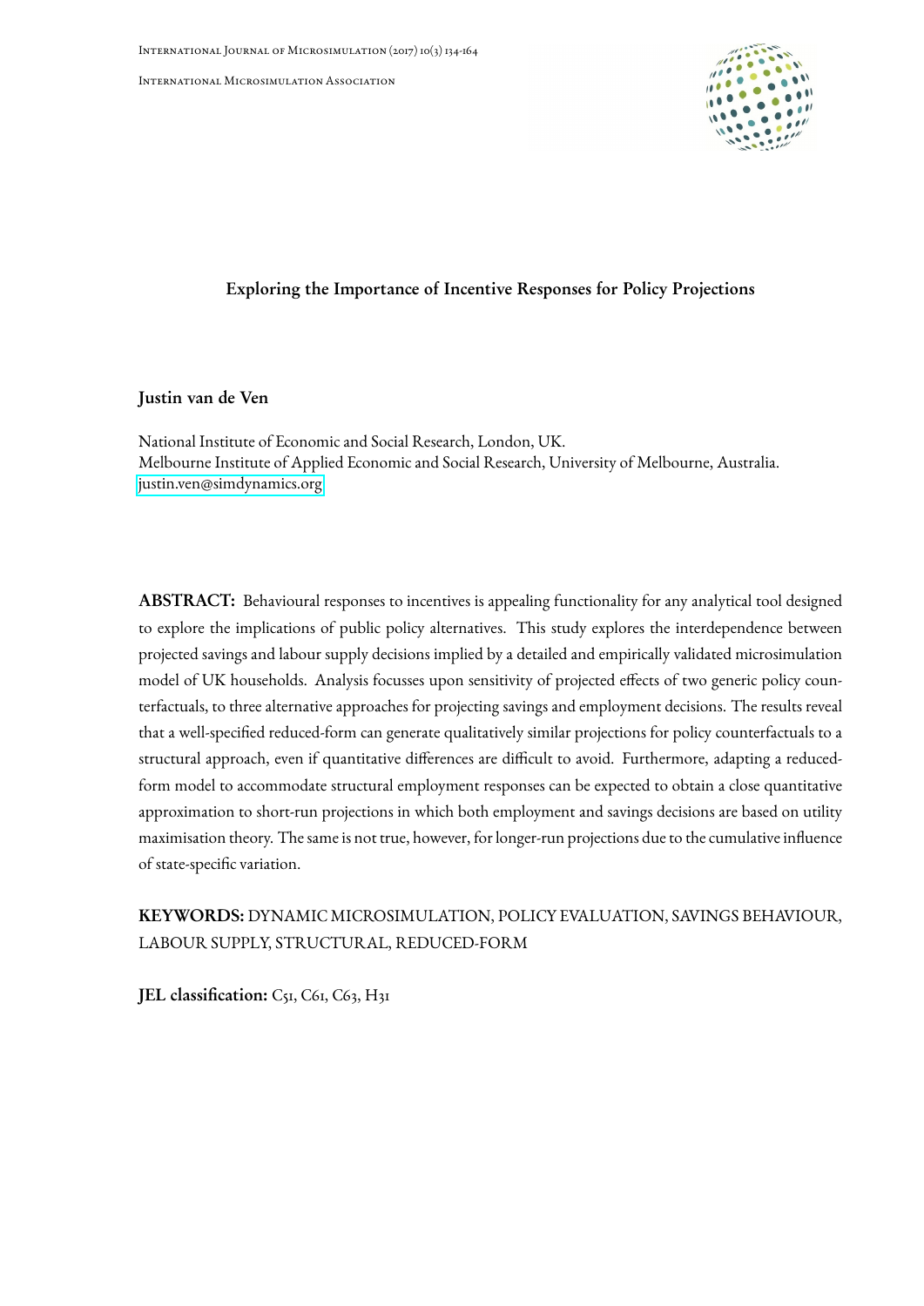# Exploring the Importance of Incentive Responses for Policy Projections

**Justin van de Ven**

National Institute of Economic and Social Research, London, UK.
Melbourne Institute of Applied Economic and Social Research, University of Melbourne, Australia.
justin.ven@simdynamics.org

**ABSTRACT:** Behavioural responses to incentives is appealing functionality for any analytical tool designed to explore the implications of public policy alternatives. This study explores the interdependence between projected savings and labour supply decisions implied by a detailed and empirically validated microsimulation model of UK households. Analysis focusses upon sensitivity of projected effects of two generic policy counterfactuals, to three alternative approaches for projecting savings and employment decisions. The results reveal that a well-specified reduced-form can generate qualitatively similar projections for policy counterfactuals to a structural approach, even if quantitative differences are difficult to avoid. Furthermore, adapting a reduced-form model to accommodate structural employment responses can be expected to obtain a close quantitative approximation to short-run projections in which both employment and savings decisions are based on utility maximisation theory. The same is not true, however, for longer-run projections due to the cumulative influence of state-specific variation.

**KEYWORDS:** DYNAMIC MICROSIMULATION, POLICY EVALUATION, SAVINGS BEHAVIOUR, LABOUR SUPPLY, STRUCTURAL, REDUCED-FORM

**JEL classification:** C51, C61, C63, H31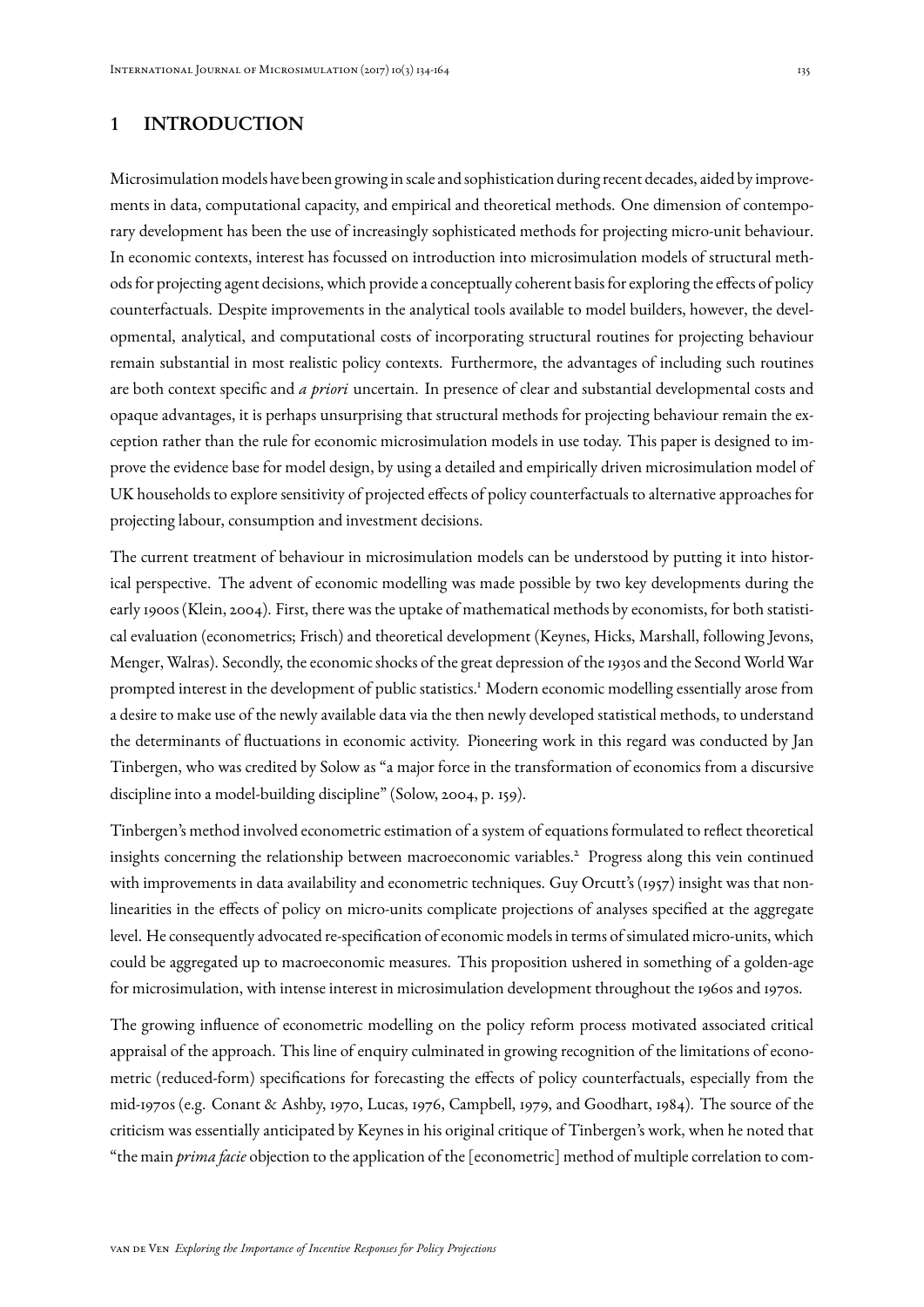## 1 INTRODUCTION

Microsimulation models have been growing in scale and sophistication during recent decades, aided by improvements in data, computational capacity, and empirical and theoretical methods. One dimension of contemporary development has been the use of increasingly sophisticated methods for projecting micro-unit behaviour. In economic contexts, interest has focussed on introduction into microsimulation models of structural methods for projecting agent decisions, which provide a conceptually coherent basis for exploring the effects of policy counterfactuals. Despite improvements in the analytical tools available to model builders, however, the developmental, analytical, and computational costs of incorporating structural routines for projecting behaviour remain substantial in most realistic policy contexts. Furthermore, the advantages of including such routines are both context specific and *a priori* uncertain. In presence of clear and substantial developmental costs and opaque advantages, it is perhaps unsurprising that structural methods for projecting behaviour remain the exception rather than the rule for economic microsimulation models in use today. This paper is designed to improve the evidence base for model design, by using a detailed and empirically driven microsimulation model of UK households to explore sensitivity of projected effects of policy counterfactuals to alternative approaches for projecting labour, consumption and investment decisions.

The current treatment of behaviour in microsimulation models can be understood by putting it into historical perspective. The advent of economic modelling was made possible by two key developments during the early 1900s (Klein, 2004). First, there was the uptake of mathematical methods by economists, for both statistical evaluation (econometrics; Frisch) and theoretical development (Keynes, Hicks, Marshall, following Jevons, Menger, Walras). Secondly, the economic shocks of the great depression of the 1930s and the Second World War prompted interest in the development of public statistics.[1] Modern economic modelling essentially arose from a desire to make use of the newly available data via the then newly developed statistical methods, to understand the determinants of fluctuations in economic activity. Pioneering work in this regard was conducted by Jan Tinbergen, who was credited by Solow as "a major force in the transformation of economics from a discursive discipline into a model-building discipline" (Solow, 2004, p. 159).

Tinbergen's method involved econometric estimation of a system of equations formulated to reflect theoretical insights concerning the relationship between macroeconomic variables.[2] Progress along this vein continued with improvements in data availability and econometric techniques. Guy Orcutt's (1957) insight was that non-linearities in the effects of policy on micro-units complicate projections of analyses specified at the aggregate level. He consequently advocated re-specification of economic models in terms of simulated micro-units, which could be aggregated up to macroeconomic measures. This proposition ushered in something of a golden-age for microsimulation, with intense interest in microsimulation development throughout the 1960s and 1970s.

The growing influence of econometric modelling on the policy reform process motivated associated critical appraisal of the approach. This line of enquiry culminated in growing recognition of the limitations of econometric (reduced-form) specifications for forecasting the effects of policy counterfactuals, especially from the mid-1970s (e.g. Conant & Ashby, 1970, Lucas, 1976, Campbell, 1979, and Goodhart, 1984). The source of the criticism was essentially anticipated by Keynes in his original critique of Tinbergen's work, when he noted that "the main *prima facie* objection to the application of the [econometric] method of multiple correlation to com-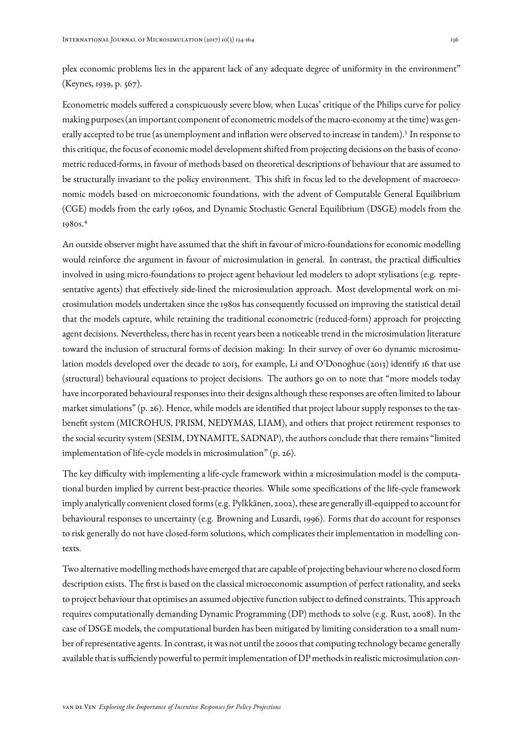plex economic problems lies in the apparent lack of any adequate degree of uniformity in the environment" (Keynes, 1939, p. 567).

Econometric models suffered a conspicuously severe blow, when Lucas' critique of the Philips curve for policy making purposes (an important component of econometric models of the macro-economy at the time) was generally accepted to be true (as unemployment and inflation were observed to increase in tandem).[3] In response to this critique, the focus of economic model development shifted from projecting decisions on the basis of econometric reduced-forms, in favour of methods based on theoretical descriptions of behaviour that are assumed to be structurally invariant to the policy environment. This shift in focus led to the development of macroeconomic models based on microeconomic foundations, with the advent of Computable General Equilibrium (CGE) models from the early 1960s, and Dynamic Stochastic General Equilibrium (DSGE) models from the 1980s.[4]

An outside observer might have assumed that the shift in favour of micro-foundations for economic modelling would reinforce the argument in favour of microsimulation in general. In contrast, the practical difficulties involved in using micro-foundations to project agent behaviour led modelers to adopt stylisations (e.g. representative agents) that effectively side-lined the microsimulation approach. Most developmental work on microsimulation models undertaken since the 1980s has consequently focussed on improving the statistical detail that the models capture, while retaining the traditional econometric (reduced-form) approach for projecting agent decisions. Nevertheless, there has in recent years been a noticeable trend in the microsimulation literature toward the inclusion of structural forms of decision making: In their survey of over 60 dynamic microsimulation models developed over the decade to 2013, for example, Li and O'Donoghue (2013) identify 16 that use (structural) behavioural equations to project decisions. The authors go on to note that "more models today have incorporated behavioural responses into their designs although these responses are often limited to labour market simulations" (p. 26). Hence, while models are identified that project labour supply responses to the tax-benefit system (MICROHUS, PRISM, NEDYMAS, LIAM), and others that project retirement responses to the social security system (SESIM, DYNAMITE, SADNAP), the authors conclude that there remains "limited implementation of life-cycle models in microsimulation" (p. 26).

The key difficulty with implementing a life-cycle framework within a microsimulation model is the computational burden implied by current best-practice theories. While some specifications of the life-cycle framework imply analytically convenient closed forms (e.g. Pylkkänen, 2002), these are generally ill-equipped to account for behavioural responses to uncertainty (e.g. Browning and Lusardi, 1996). Forms that do account for responses to risk generally do not have closed-form solutions, which complicates their implementation in modelling contexts.

Two alternative modelling methods have emerged that are capable of projecting behaviour where no closed form description exists. The first is based on the classical microeconomic assumption of perfect rationality, and seeks to project behaviour that optimises an assumed objective function subject to defined constraints. This approach requires computationally demanding Dynamic Programming (DP) methods to solve (e.g. Rust, 2008). In the case of DSGE models, the computational burden has been mitigated by limiting consideration to a small number of representative agents. In contrast, it was not until the 2000s that computing technology became generally available that is sufficiently powerful to permit implementation of DP methods in realistic microsimulation con-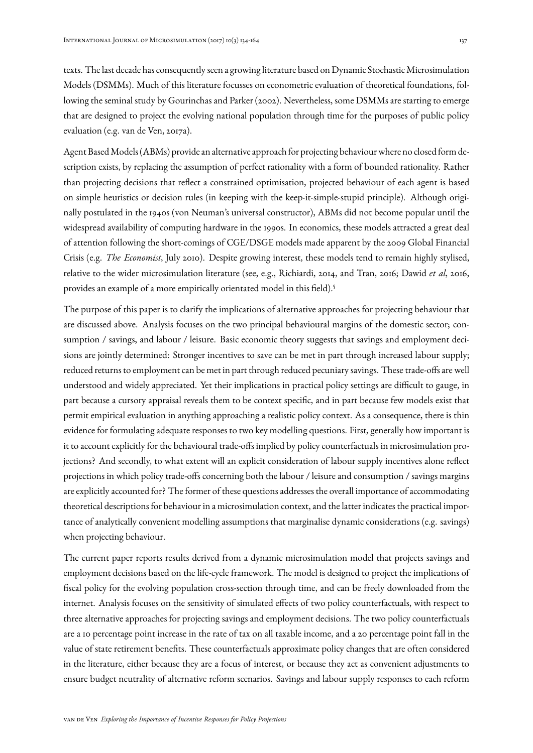texts. The last decade has consequently seen a growing literature based on Dynamic Stochastic Microsimulation Models (DSMMs). Much of this literature focusses on econometric evaluation of theoretical foundations, following the seminal study by Gourinchas and Parker (2002). Nevertheless, some DSMMs are starting to emerge that are designed to project the evolving national population through time for the purposes of public policy evaluation (e.g. van de Ven, 2017a).

Agent Based Models (ABMs) provide an alternative approach for projecting behaviour where no closed form description exists, by replacing the assumption of perfect rationality with a form of bounded rationality. Rather than projecting decisions that reflect a constrained optimisation, projected behaviour of each agent is based on simple heuristics or decision rules (in keeping with the keep-it-simple-stupid principle). Although originally postulated in the 1940s (von Neuman's universal constructor), ABMs did not become popular until the widespread availability of computing hardware in the 1990s. In economics, these models attracted a great deal of attention following the short-comings of CGE/DSGE models made apparent by the 2009 Global Financial Crisis (e.g. *The Economist*, July 2010). Despite growing interest, these models tend to remain highly stylised, relative to the wider microsimulation literature (see, e.g., Richiardi, 2014, and Tran, 2016; Dawid *et al*, 2016, provides an example of a more empirically orientated model in this field).[5]

The purpose of this paper is to clarify the implications of alternative approaches for projecting behaviour that are discussed above. Analysis focuses on the two principal behavioural margins of the domestic sector; consumption / savings, and labour / leisure. Basic economic theory suggests that savings and employment decisions are jointly determined: Stronger incentives to save can be met in part through increased labour supply; reduced returns to employment can be met in part through reduced pecuniary savings. These trade-offs are well understood and widely appreciated. Yet their implications in practical policy settings are difficult to gauge, in part because a cursory appraisal reveals them to be context specific, and in part because few models exist that permit empirical evaluation in anything approaching a realistic policy context. As a consequence, there is thin evidence for formulating adequate responses to two key modelling questions. First, generally how important is it to account explicitly for the behavioural trade-offs implied by policy counterfactuals in microsimulation projections? And secondly, to what extent will an explicit consideration of labour supply incentives alone reflect projections in which policy trade-offs concerning both the labour / leisure and consumption / savings margins are explicitly accounted for? The former of these questions addresses the overall importance of accommodating theoretical descriptions for behaviour in a microsimulation context, and the latter indicates the practical importance of analytically convenient modelling assumptions that marginalise dynamic considerations (e.g. savings) when projecting behaviour.

The current paper reports results derived from a dynamic microsimulation model that projects savings and employment decisions based on the life-cycle framework. The model is designed to project the implications of fiscal policy for the evolving population cross-section through time, and can be freely downloaded from the internet. Analysis focuses on the sensitivity of simulated effects of two policy counterfactuals, with respect to three alternative approaches for projecting savings and employment decisions. The two policy counterfactuals are a 10 percentage point increase in the rate of tax on all taxable income, and a 20 percentage point fall in the value of state retirement benefits. These counterfactuals approximate policy changes that are often considered in the literature, either because they are a focus of interest, or because they act as convenient adjustments to ensure budget neutrality of alternative reform scenarios. Savings and labour supply responses to each reform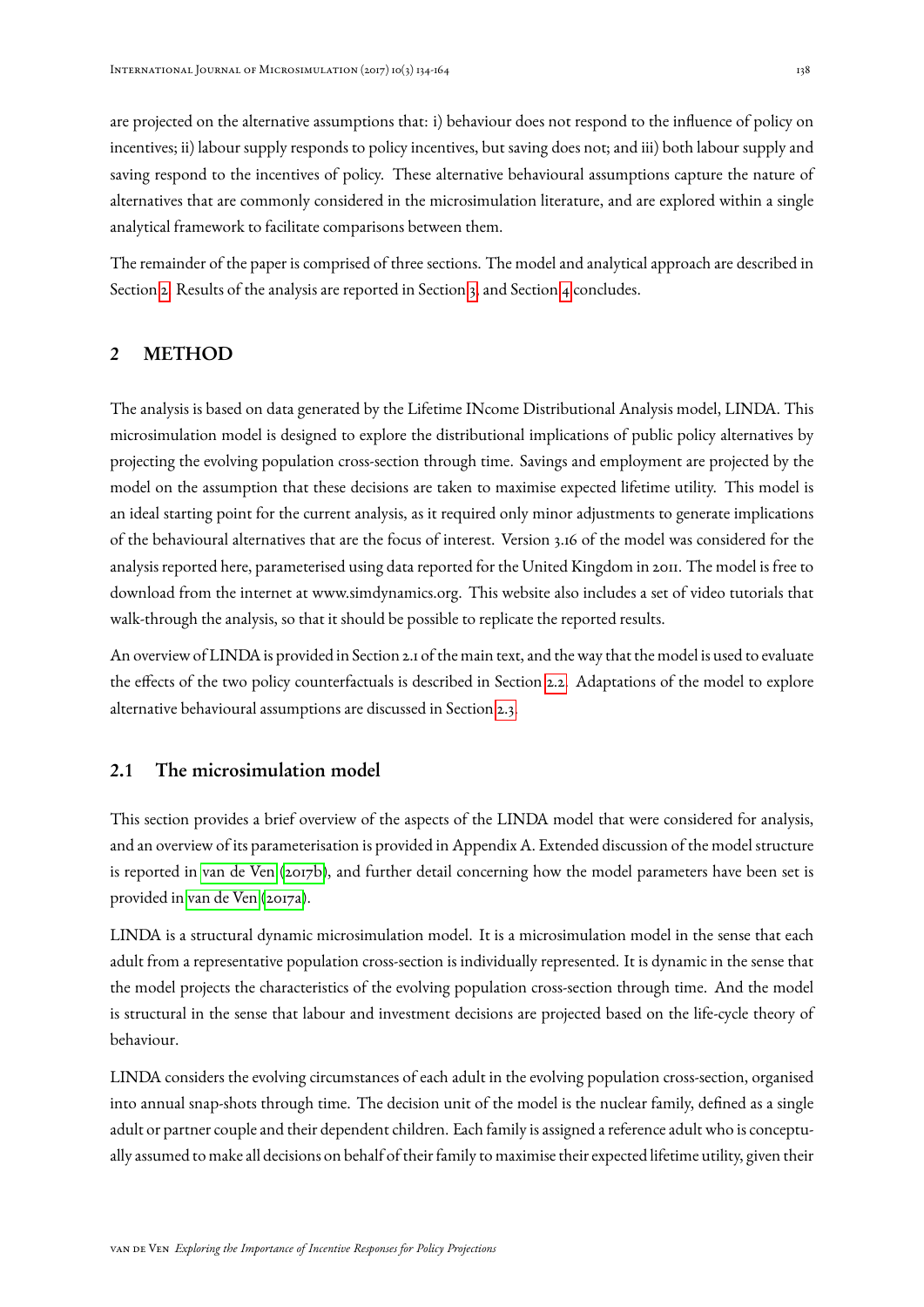are projected on the alternative assumptions that: i) behaviour does not respond to the influence of policy on incentives; ii) labour supply responds to policy incentives, but saving does not; and iii) both labour supply and saving respond to the incentives of policy. These alternative behavioural assumptions capture the nature of alternatives that are commonly considered in the microsimulation literature, and are explored within a single analytical framework to facilitate comparisons between them.

The remainder of the paper is comprised of three sections. The model and analytical approach are described in Section 2. Results of the analysis are reported in Section 3, and Section 4 concludes.

## 2 METHOD

The analysis is based on data generated by the Lifetime INcome Distributional Analysis model, LINDA. This microsimulation model is designed to explore the distributional implications of public policy alternatives by projecting the evolving population cross-section through time. Savings and employment are projected by the model on the assumption that these decisions are taken to maximise expected lifetime utility. This model is an ideal starting point for the current analysis, as it required only minor adjustments to generate implications of the behavioural alternatives that are the focus of interest. Version 3.16 of the model was considered for the analysis reported here, parameterised using data reported for the United Kingdom in 2011. The model is free to download from the internet at www.simdynamics.org. This website also includes a set of video tutorials that walk-through the analysis, so that it should be possible to replicate the reported results.

An overview of LINDA is provided in Section 2.1 of the main text, and the way that the model is used to evaluate the effects of the two policy counterfactuals is described in Section 2.2. Adaptations of the model to explore alternative behavioural assumptions are discussed in Section 2.3.

### 2.1 The microsimulation model

This section provides a brief overview of the aspects of the LINDA model that were considered for analysis, and an overview of its parameterisation is provided in Appendix A. Extended discussion of the model structure is reported in van de Ven (2017b), and further detail concerning how the model parameters have been set is provided in van de Ven (2017a).

LINDA is a structural dynamic microsimulation model. It is a microsimulation model in the sense that each adult from a representative population cross-section is individually represented. It is dynamic in the sense that the model projects the characteristics of the evolving population cross-section through time. And the model is structural in the sense that labour and investment decisions are projected based on the life-cycle theory of behaviour.

LINDA considers the evolving circumstances of each adult in the evolving population cross-section, organised into annual snap-shots through time. The decision unit of the model is the nuclear family, defined as a single adult or partner couple and their dependent children. Each family is assigned a reference adult who is conceptually assumed to make all decisions on behalf of their family to maximise their expected lifetime utility, given their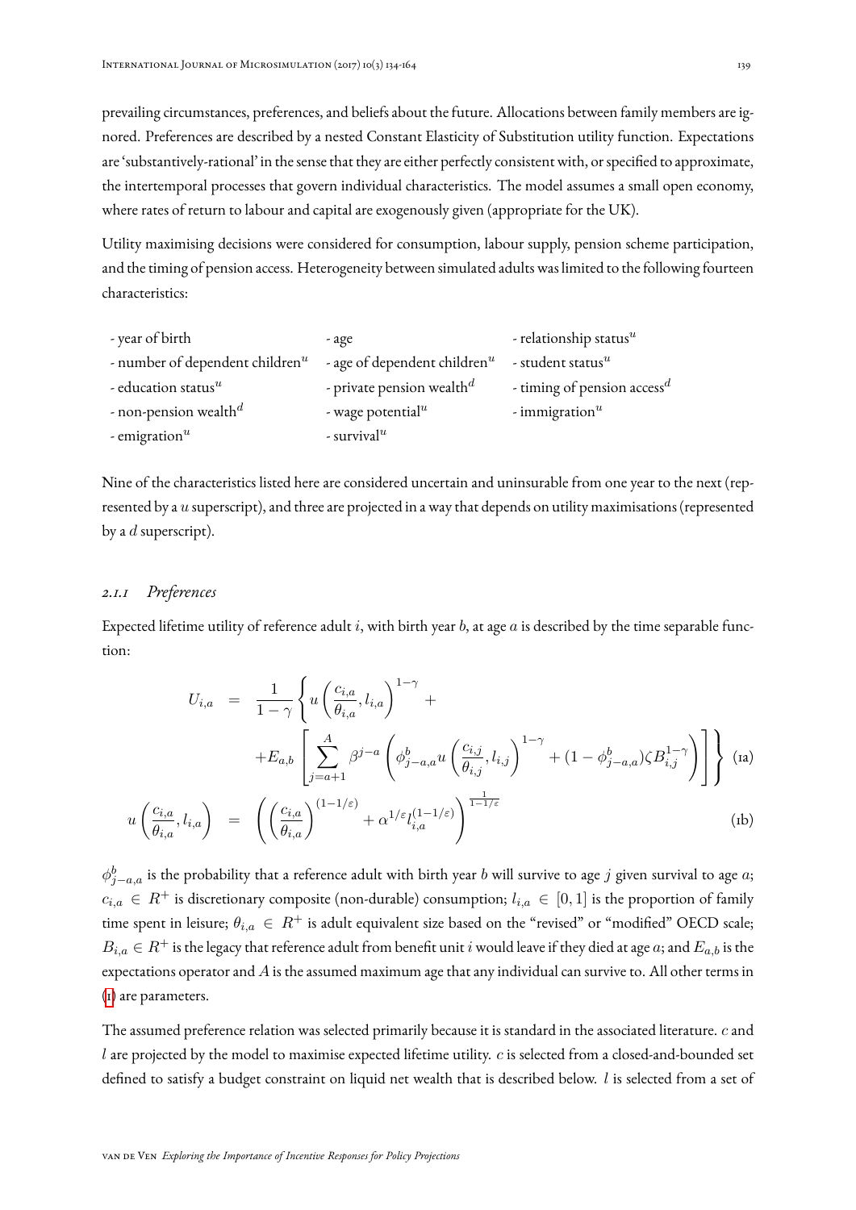prevailing circumstances, preferences, and beliefs about the future. Allocations between family members are ignored. Preferences are described by a nested Constant Elasticity of Substitution utility function. Expectations are 'substantively-rational' in the sense that they are either perfectly consistent with, or specified to approximate, the intertemporal processes that govern individual characteristics. The model assumes a small open economy, where rates of return to labour and capital are exogenously given (appropriate for the UK).

Utility maximising decisions were considered for consumption, labour supply, pension scheme participation, and the timing of pension access. Heterogeneity between simulated adults was limited to the following fourteen characteristics:

- year of birth
- age
- relationship status$^u$
- number of dependent children$^u$
- age of dependent children$^u$
- student status$^u$
- education status$^u$
- private pension wealth$^d$
- timing of pension access$^d$
- non-pension wealth$^d$
- wage potential$^u$
- immigration$^u$
- emigration$^u$
- survival$^u$

Nine of the characteristics listed here are considered uncertain and uninsurable from one year to the next (represented by a $u$ superscript), and three are projected in a way that depends on utility maximisations (represented by a $d$ superscript).

### 2.1.1 *Preferences*

Expected lifetime utility of reference adult $i$, with birth year $b$, at age $a$ is described by the time separable function:

$$U_{i,a} = \frac{1}{1-\gamma}\left\{ u\left(\frac{c_{i,a}}{\theta_{i,a}}, l_{i,a}\right)^{1-\gamma} + +E_{a,b}\left[\sum_{j=a+1}^{A}\beta^{j-a}\left(\phi^{b}_{j-a,a}u\left(\frac{c_{i,j}}{\theta_{i,j}}, l_{i,j}\right)^{1-\gamma} + (1-\phi^{b}_{j-a,a})\zeta B^{1-\gamma}_{i,j}\right)\right]\right\} \quad \text{(1a)}$$

$$u\left(\frac{c_{i,a}}{\theta_{i,a}}, l_{i,a}\right) = \left(\left(\frac{c_{i,a}}{\theta_{i,a}}\right)^{(1-1/\varepsilon)} + \alpha^{1/\varepsilon} l_{i,a}^{(1-1/\varepsilon)}\right)^{\frac{1}{1-1/\varepsilon}} \quad \text{(1b)}$$

$\phi^{b}_{j-a,a}$ is the probability that a reference adult with birth year $b$ will survive to age $j$ given survival to age $a$; $c_{i,a} \in R^{+}$ is discretionary composite (non-durable) consumption; $l_{i,a} \in [0,1]$ is the proportion of family time spent in leisure; $\theta_{i,a} \in R^{+}$ is adult equivalent size based on the "revised" or "modified" OECD scale; $B_{i,a} \in R^{+}$ is the legacy that reference adult from benefit unit $i$ would leave if they died at age $a$; and $E_{a,b}$ is the expectations operator and $A$ is the assumed maximum age that any individual can survive to. All other terms in (1) are parameters.

The assumed preference relation was selected primarily because it is standard in the associated literature. $c$ and $l$ are projected by the model to maximise expected lifetime utility. $c$ is selected from a closed-and-bounded set defined to satisfy a budget constraint on liquid net wealth that is described below. $l$ is selected from a set of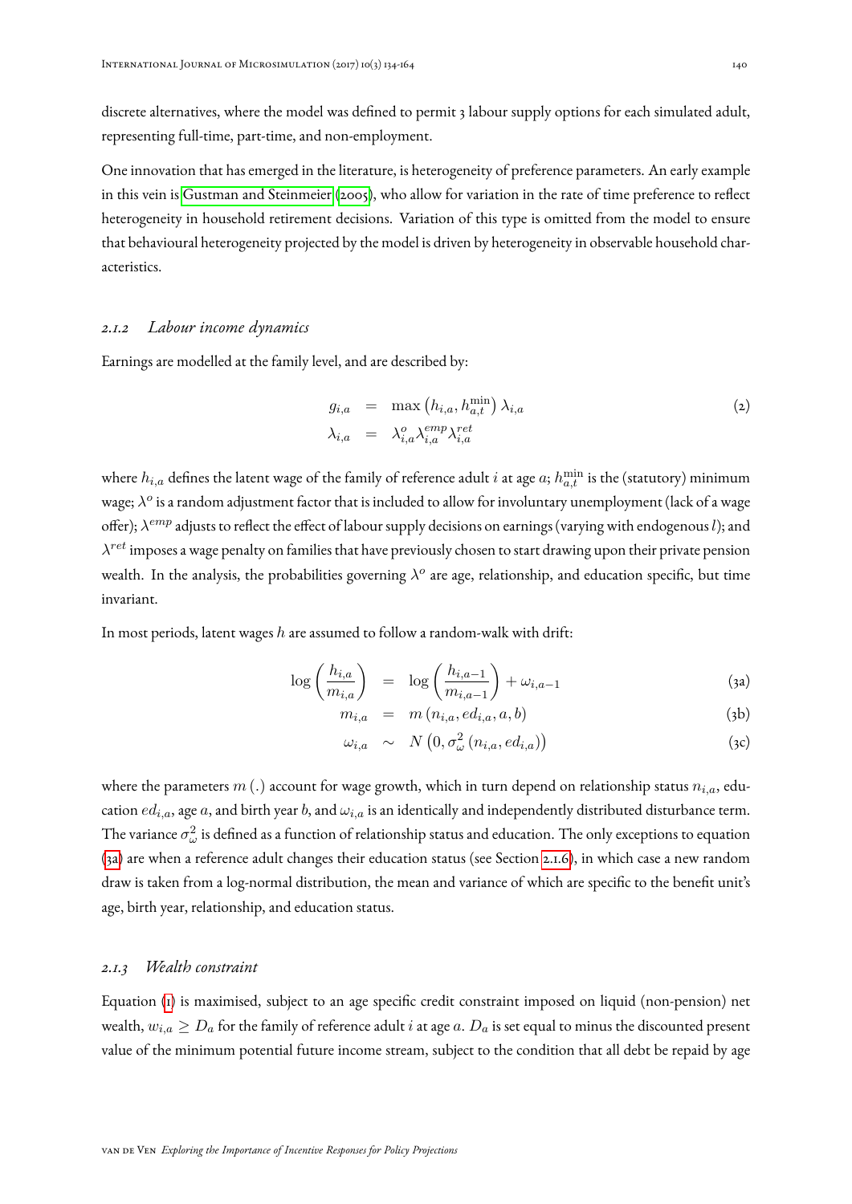discrete alternatives, where the model was defined to permit 3 labour supply options for each simulated adult, representing full-time, part-time, and non-employment.

One innovation that has emerged in the literature, is heterogeneity of preference parameters. An early example in this vein is Gustman and Steinmeier (2005), who allow for variation in the rate of time preference to reflect heterogeneity in household retirement decisions. Variation of this type is omitted from the model to ensure that behavioural heterogeneity projected by the model is driven by heterogeneity in observable household characteristics.

### 2.1.2 *Labour income dynamics*

Earnings are modelled at the family level, and are described by:

$$
\begin{aligned}
g_{i,a} &= \max\left(h_{i,a}, h_{a,t}^{\min}\right)\lambda_{i,a} \\
\lambda_{i,a} &= \lambda_{i,a}^{o}\lambda_{i,a}^{emp}\lambda_{i,a}^{ret}
\end{aligned}
\tag{2}
$$

where $h_{i,a}$ defines the latent wage of the family of reference adult $i$ at age $a$; $h_{a,t}^{\min}$ is the (statutory) minimum wage; $\lambda^{o}$ is a random adjustment factor that is included to allow for involuntary unemployment (lack of a wage offer); $\lambda^{emp}$ adjusts to reflect the effect of labour supply decisions on earnings (varying with endogenous $l$); and $\lambda^{ret}$ imposes a wage penalty on families that have previously chosen to start drawing upon their private pension wealth. In the analysis, the probabilities governing $\lambda^{o}$ are age, relationship, and education specific, but time invariant.

In most periods, latent wages $h$ are assumed to follow a random-walk with drift:

$$
\log\left(\frac{h_{i,a}}{m_{i,a}}\right) = \log\left(\frac{h_{i,a-1}}{m_{i,a-1}}\right) + \omega_{i,a-1} \tag{3a}
$$

$$
m_{i,a} = m\left(n_{i,a}, ed_{i,a}, a, b\right) \tag{3b}
$$

$$
\omega_{i,a} \sim N\left(0, \sigma_{\omega}^{2}\left(n_{i,a}, ed_{i,a}\right)\right) \tag{3c}
$$

where the parameters $m(.)$ account for wage growth, which in turn depend on relationship status $n_{i,a}$, education $ed_{i,a}$, age $a$, and birth year $b$, and $\omega_{i,a}$ is an identically and independently distributed disturbance term. The variance $\sigma_{\omega}^{2}$ is defined as a function of relationship status and education. The only exceptions to equation (3a) are when a reference adult changes their education status (see Section 2.1.6), in which case a new random draw is taken from a log-normal distribution, the mean and variance of which are specific to the benefit unit's age, birth year, relationship, and education status.

### 2.1.3 *Wealth constraint*

Equation (1) is maximised, subject to an age specific credit constraint imposed on liquid (non-pension) net wealth, $w_{i,a} \geq D_a$ for the family of reference adult $i$ at age $a$. $D_a$ is set equal to minus the discounted present value of the minimum potential future income stream, subject to the condition that all debt be repaid by age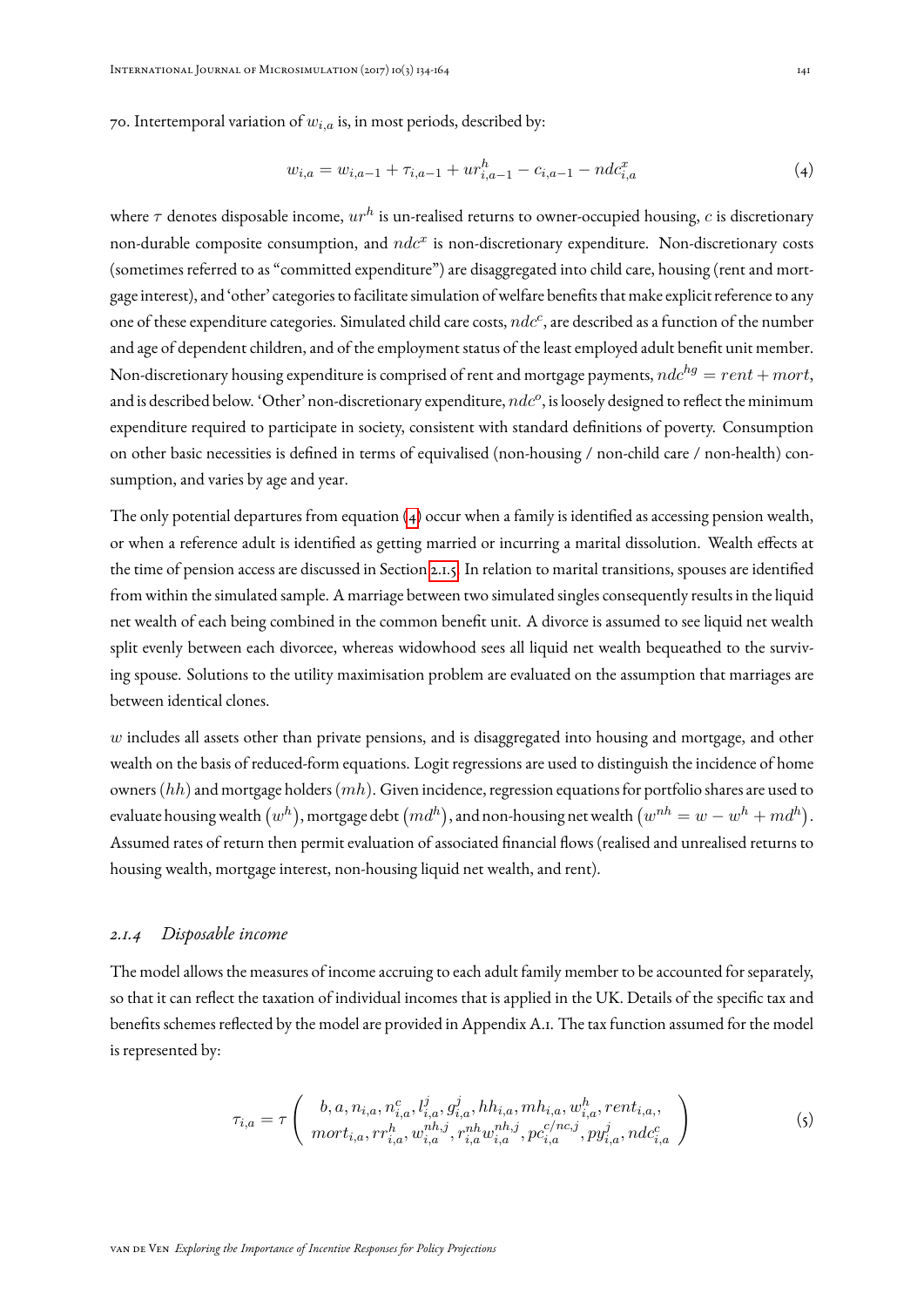70. Intertemporal variation of $w_{i,a}$ is, in most periods, described by:

$$w_{i,a} = w_{i,a-1} + \tau_{i,a-1} + ur^h_{i,a-1} - c_{i,a-1} - ndc^x_{i,a} \tag{4}$$

where $\tau$ denotes disposable income, $ur^h$ is un-realised returns to owner-occupied housing, $c$ is discretionary non-durable composite consumption, and $ndc^x$ is non-discretionary expenditure. Non-discretionary costs (sometimes referred to as "committed expenditure") are disaggregated into child care, housing (rent and mortgage interest), and 'other' categories to facilitate simulation of welfare benefits that make explicit reference to any one of these expenditure categories. Simulated child care costs, $ndc^c$, are described as a function of the number and age of dependent children, and of the employment status of the least employed adult benefit unit member. Non-discretionary housing expenditure is comprised of rent and mortgage payments, $ndc^{hg} = rent + mort$, and is described below. 'Other' non-discretionary expenditure, $ndc^o$, is loosely designed to reflect the minimum expenditure required to participate in society, consistent with standard definitions of poverty. Consumption on other basic necessities is defined in terms of equivalised (non-housing / non-child care / non-health) consumption, and varies by age and year.

The only potential departures from equation (4) occur when a family is identified as accessing pension wealth, or when a reference adult is identified as getting married or incurring a marital dissolution. Wealth effects at the time of pension access are discussed in Section 2.1.5. In relation to marital transitions, spouses are identified from within the simulated sample. A marriage between two simulated singles consequently results in the liquid net wealth of each being combined in the common benefit unit. A divorce is assumed to see liquid net wealth split evenly between each divorcee, whereas widowhood sees all liquid net wealth bequeathed to the surviving spouse. Solutions to the utility maximisation problem are evaluated on the assumption that marriages are between identical clones.

$w$ includes all assets other than private pensions, and is disaggregated into housing and mortgage, and other wealth on the basis of reduced-form equations. Logit regressions are used to distinguish the incidence of home owners $(hh)$ and mortgage holders $(mh)$. Given incidence, regression equations for portfolio shares are used to evaluate housing wealth $(w^h)$, mortgage debt $(md^h)$, and non-housing net wealth $(w^{nh} = w - w^h + md^h)$. Assumed rates of return then permit evaluation of associated financial flows (realised and unrealised returns to housing wealth, mortgage interest, non-housing liquid net wealth, and rent).

### *2.1.4 Disposable income*

The model allows the measures of income accruing to each adult family member to be accounted for separately, so that it can reflect the taxation of individual incomes that is applied in the UK. Details of the specific tax and benefits schemes reflected by the model are provided in Appendix A.1. The tax function assumed for the model is represented by:

$$\tau_{i,a} = \tau \left( \begin{array}{c} b, a, n_{i,a}, n^c_{i,a}, l^j_{i,a}, g^j_{i,a}, hh_{i,a}, mh_{i,a}, w^h_{i,a}, rent_{i,a}, \\ mort_{i,a}, rr^h_{i,a}, w^{nh,j}_{i,a}, r^{nh}_{i,a} w^{nh,j}_{i,a}, pc^{c/nc,j}_{i,a}, py^j_{i,a}, ndc^c_{i,a} \end{array} \right) \tag{5}$$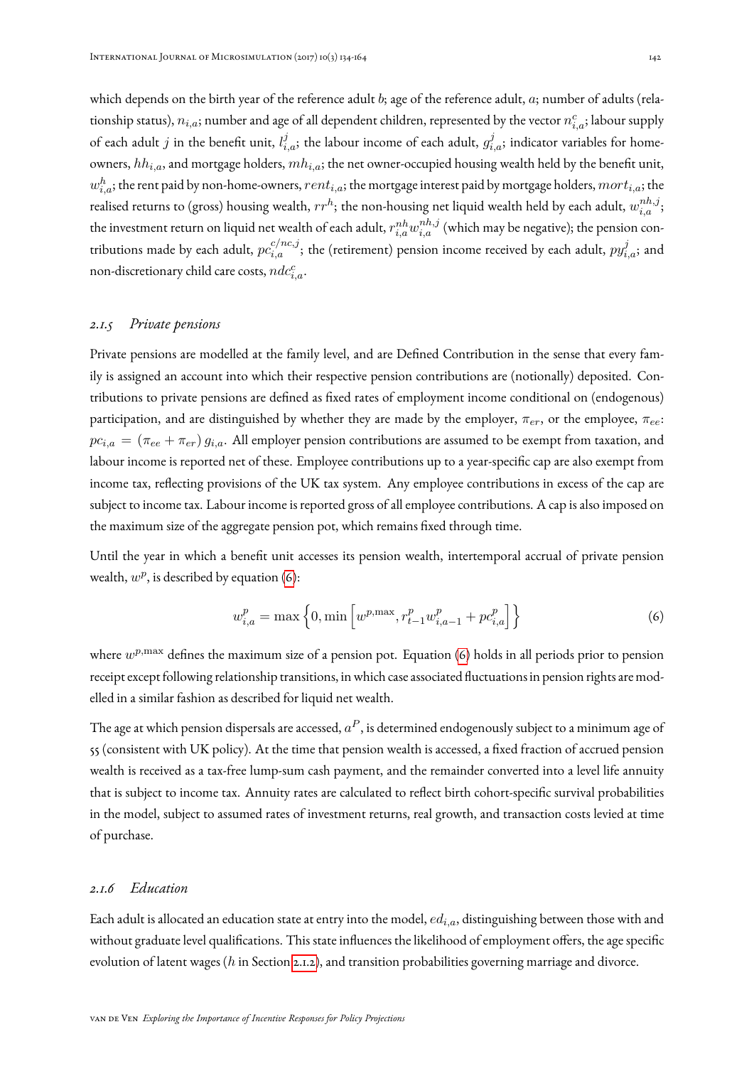which depends on the birth year of the reference adult $b$; age of the reference adult, $a$; number of adults (relationship status), $n_{i,a}$; number and age of all dependent children, represented by the vector $n^c_{i,a}$; labour supply of each adult $j$ in the benefit unit, $l^j_{i,a}$; the labour income of each adult, $g^j_{i,a}$; indicator variables for home-owners, $hh_{i,a}$, and mortgage holders, $mh_{i,a}$; the net owner-occupied housing wealth held by the benefit unit, $w^h_{i,a}$; the rent paid by non-home-owners, $rent_{i,a}$; the mortgage interest paid by mortgage holders, $mort_{i,a}$; the realised returns to (gross) housing wealth, $rr^h$; the non-housing net liquid wealth held by each adult, $w^{nh,j}_{i,a}$; the investment return on liquid net wealth of each adult, $r^{nh}_{i,a}w^{nh,j}_{i,a}$ (which may be negative); the pension contributions made by each adult, $pc^{c/nc,j}_{i,a}$; the (retirement) pension income received by each adult, $py^j_{i,a}$; and non-discretionary child care costs, $ndc^c_{i,a}$.

### *2.1.5 Private pensions*

Private pensions are modelled at the family level, and are Defined Contribution in the sense that every family is assigned an account into which their respective pension contributions are (notionally) deposited. Contributions to private pensions are defined as fixed rates of employment income conditional on (endogenous) participation, and are distinguished by whether they are made by the employer, $\pi_{er}$, or the employee, $\pi_{ee}$: $pc_{i,a} = (\pi_{ee} + \pi_{er})\, g_{i,a}$. All employer pension contributions are assumed to be exempt from taxation, and labour income is reported net of these. Employee contributions up to a year-specific cap are also exempt from income tax, reflecting provisions of the UK tax system. Any employee contributions in excess of the cap are subject to income tax. Labour income is reported gross of all employee contributions. A cap is also imposed on the maximum size of the aggregate pension pot, which remains fixed through time.

Until the year in which a benefit unit accesses its pension wealth, intertemporal accrual of private pension wealth, $w^p$, is described by equation (6):

$$w^p_{i,a} = \max\left\{0, \min\left[w^{p,\max}, r^p_{t-1}w^p_{i,a-1} + pc^p_{i,a}\right]\right\} \tag{6}$$

where $w^{p,\max}$ defines the maximum size of a pension pot. Equation (6) holds in all periods prior to pension receipt except following relationship transitions, in which case associated fluctuations in pension rights are modelled in a similar fashion as described for liquid net wealth.

The age at which pension dispersals are accessed, $a^P$, is determined endogenously subject to a minimum age of 55 (consistent with UK policy). At the time that pension wealth is accessed, a fixed fraction of accrued pension wealth is received as a tax-free lump-sum cash payment, and the remainder converted into a level life annuity that is subject to income tax. Annuity rates are calculated to reflect birth cohort-specific survival probabilities in the model, subject to assumed rates of investment returns, real growth, and transaction costs levied at time of purchase.

### *2.1.6 Education*

Each adult is allocated an education state at entry into the model, $ed_{i,a}$, distinguishing between those with and without graduate level qualifications. This state influences the likelihood of employment offers, the age specific evolution of latent wages ($h$ in Section 2.1.2), and transition probabilities governing marriage and divorce.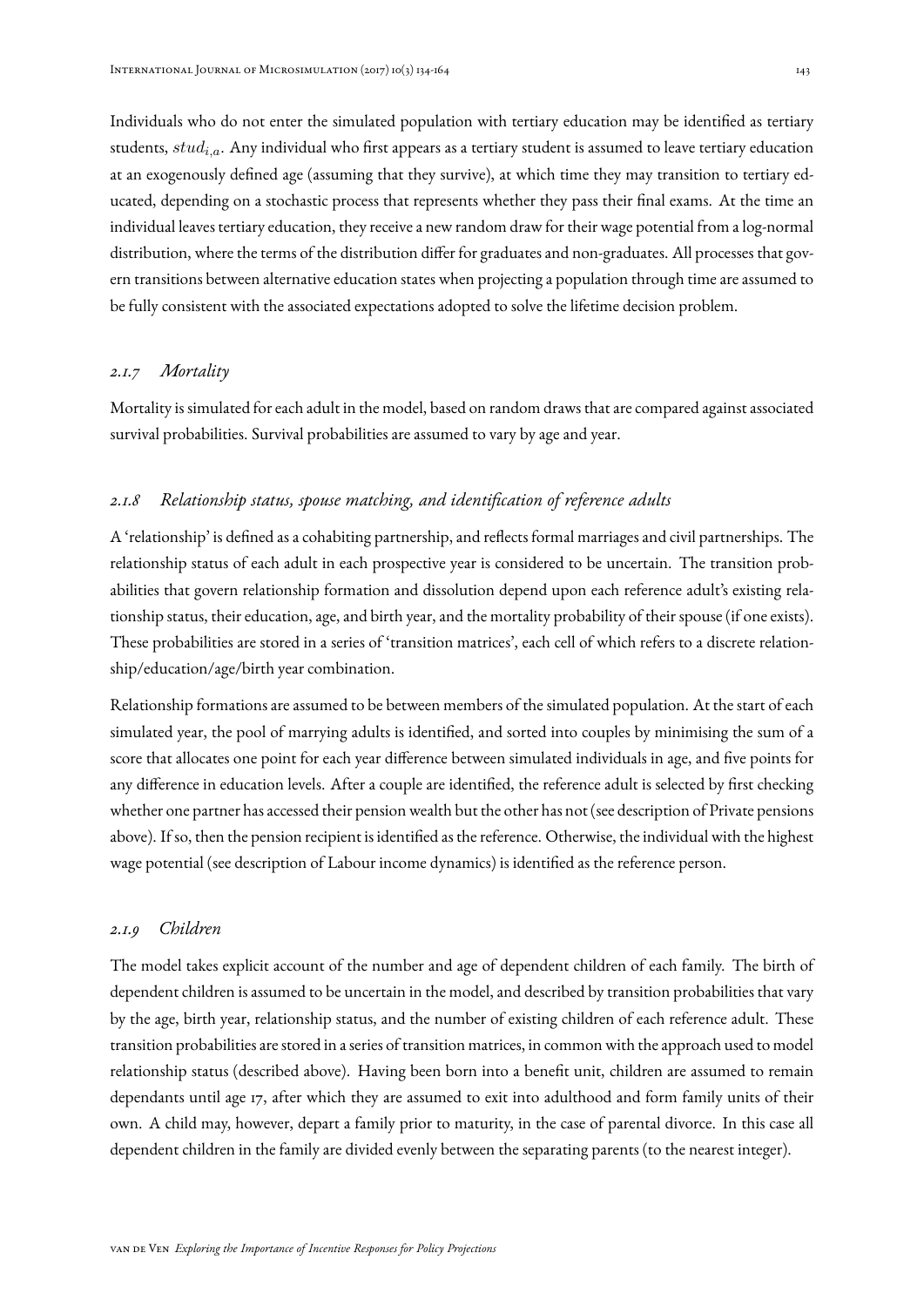Individuals who do not enter the simulated population with tertiary education may be identified as tertiary students, $stud_{i,a}$. Any individual who first appears as a tertiary student is assumed to leave tertiary education at an exogenously defined age (assuming that they survive), at which time they may transition to tertiary educated, depending on a stochastic process that represents whether they pass their final exams. At the time an individual leaves tertiary education, they receive a new random draw for their wage potential from a log-normal distribution, where the terms of the distribution differ for graduates and non-graduates. All processes that govern transitions between alternative education states when projecting a population through time are assumed to be fully consistent with the associated expectations adopted to solve the lifetime decision problem.

### *2.1.7 Mortality*

Mortality is simulated for each adult in the model, based on random draws that are compared against associated survival probabilities. Survival probabilities are assumed to vary by age and year.

### *2.1.8 Relationship status, spouse matching, and identification of reference adults*

A 'relationship' is defined as a cohabiting partnership, and reflects formal marriages and civil partnerships. The relationship status of each adult in each prospective year is considered to be uncertain. The transition probabilities that govern relationship formation and dissolution depend upon each reference adult's existing relationship status, their education, age, and birth year, and the mortality probability of their spouse (if one exists). These probabilities are stored in a series of 'transition matrices', each cell of which refers to a discrete relationship/education/age/birth year combination.

Relationship formations are assumed to be between members of the simulated population. At the start of each simulated year, the pool of marrying adults is identified, and sorted into couples by minimising the sum of a score that allocates one point for each year difference between simulated individuals in age, and five points for any difference in education levels. After a couple are identified, the reference adult is selected by first checking whether one partner has accessed their pension wealth but the other has not (see description of Private pensions above). If so, then the pension recipient is identified as the reference. Otherwise, the individual with the highest wage potential (see description of Labour income dynamics) is identified as the reference person.

### *2.1.9 Children*

The model takes explicit account of the number and age of dependent children of each family. The birth of dependent children is assumed to be uncertain in the model, and described by transition probabilities that vary by the age, birth year, relationship status, and the number of existing children of each reference adult. These transition probabilities are stored in a series of transition matrices, in common with the approach used to model relationship status (described above). Having been born into a benefit unit, children are assumed to remain dependants until age 17, after which they are assumed to exit into adulthood and form family units of their own. A child may, however, depart a family prior to maturity, in the case of parental divorce. In this case all dependent children in the family are divided evenly between the separating parents (to the nearest integer).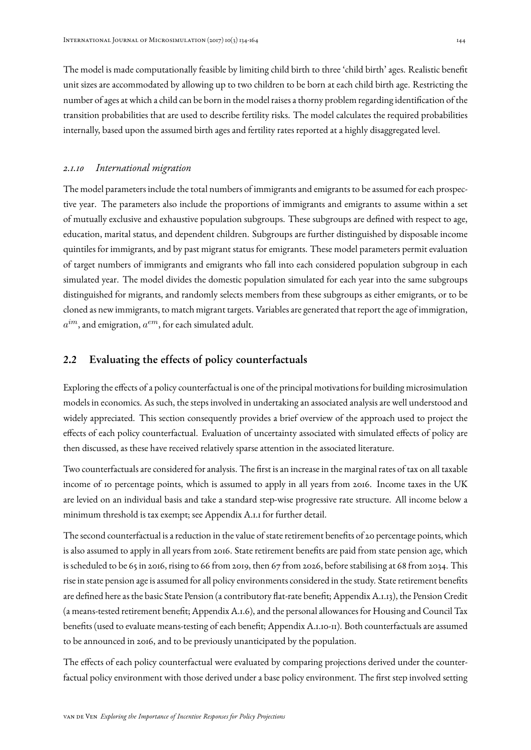The model is made computationally feasible by limiting child birth to three 'child birth' ages. Realistic benefit unit sizes are accommodated by allowing up to two children to be born at each child birth age. Restricting the number of ages at which a child can be born in the model raises a thorny problem regarding identification of the transition probabilities that are used to describe fertility risks. The model calculates the required probabilities internally, based upon the assumed birth ages and fertility rates reported at a highly disaggregated level.

#### *2.1.10 International migration*

The model parameters include the total numbers of immigrants and emigrants to be assumed for each prospective year. The parameters also include the proportions of immigrants and emigrants to assume within a set of mutually exclusive and exhaustive population subgroups. These subgroups are defined with respect to age, education, marital status, and dependent children. Subgroups are further distinguished by disposable income quintiles for immigrants, and by past migrant status for emigrants. These model parameters permit evaluation of target numbers of immigrants and emigrants who fall into each considered population subgroup in each simulated year. The model divides the domestic population simulated for each year into the same subgroups distinguished for migrants, and randomly selects members from these subgroups as either emigrants, or to be cloned as new immigrants, to match migrant targets. Variables are generated that report the age of immigration, $a^{im}$, and emigration, $a^{em}$, for each simulated adult.

### 2.2 Evaluating the effects of policy counterfactuals

Exploring the effects of a policy counterfactual is one of the principal motivations for building microsimulation models in economics. As such, the steps involved in undertaking an associated analysis are well understood and widely appreciated. This section consequently provides a brief overview of the approach used to project the effects of each policy counterfactual. Evaluation of uncertainty associated with simulated effects of policy are then discussed, as these have received relatively sparse attention in the associated literature.

Two counterfactuals are considered for analysis. The first is an increase in the marginal rates of tax on all taxable income of 10 percentage points, which is assumed to apply in all years from 2016. Income taxes in the UK are levied on an individual basis and take a standard step-wise progressive rate structure. All income below a minimum threshold is tax exempt; see Appendix A.1.1 for further detail.

The second counterfactual is a reduction in the value of state retirement benefits of 20 percentage points, which is also assumed to apply in all years from 2016. State retirement benefits are paid from state pension age, which is scheduled to be 65 in 2016, rising to 66 from 2019, then 67 from 2026, before stabilising at 68 from 2034. This rise in state pension age is assumed for all policy environments considered in the study. State retirement benefits are defined here as the basic State Pension (a contributory flat-rate benefit; Appendix A.1.13), the Pension Credit (a means-tested retirement benefit; Appendix A.1.6), and the personal allowances for Housing and Council Tax benefits (used to evaluate means-testing of each benefit; Appendix A.1.10-11). Both counterfactuals are assumed to be announced in 2016, and to be previously unanticipated by the population.

The effects of each policy counterfactual were evaluated by comparing projections derived under the counterfactual policy environment with those derived under a base policy environment. The first step involved setting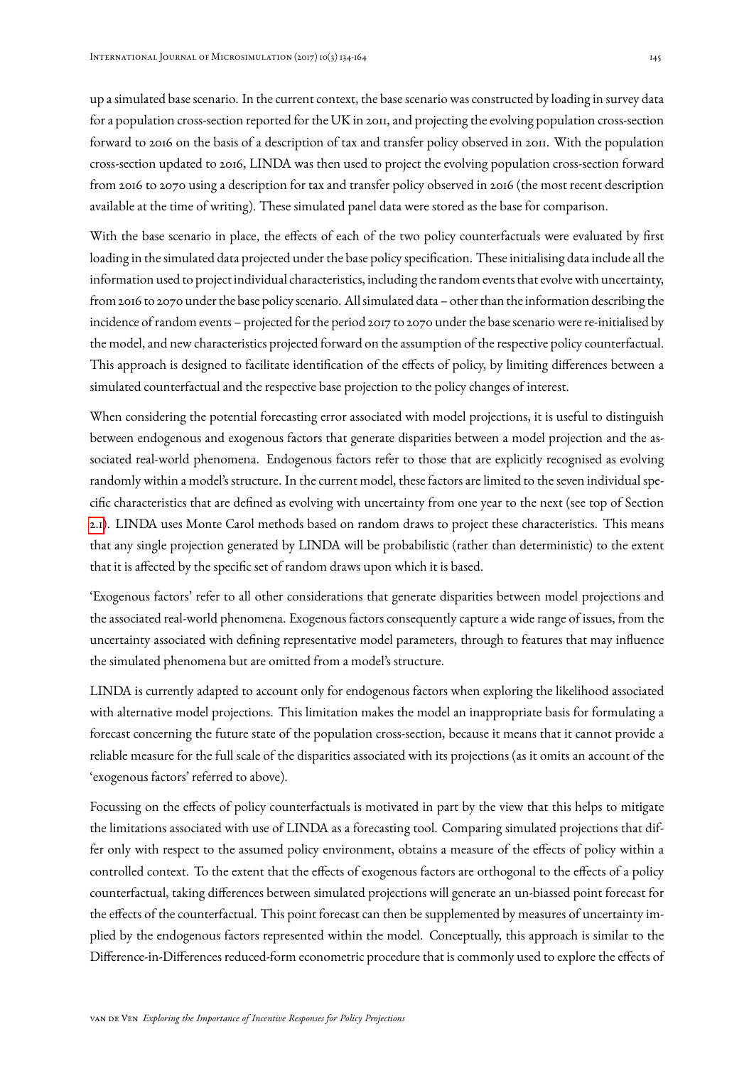up a simulated base scenario. In the current context, the base scenario was constructed by loading in survey data for a population cross-section reported for the UK in 2011, and projecting the evolving population cross-section forward to 2016 on the basis of a description of tax and transfer policy observed in 2011. With the population cross-section updated to 2016, LINDA was then used to project the evolving population cross-section forward from 2016 to 2070 using a description for tax and transfer policy observed in 2016 (the most recent description available at the time of writing). These simulated panel data were stored as the base for comparison.

With the base scenario in place, the effects of each of the two policy counterfactuals were evaluated by first loading in the simulated data projected under the base policy specification. These initialising data include all the information used to project individual characteristics, including the random events that evolve with uncertainty, from 2016 to 2070 under the base policy scenario. All simulated data – other than the information describing the incidence of random events – projected for the period 2017 to 2070 under the base scenario were re-initialised by the model, and new characteristics projected forward on the assumption of the respective policy counterfactual. This approach is designed to facilitate identification of the effects of policy, by limiting differences between a simulated counterfactual and the respective base projection to the policy changes of interest.

When considering the potential forecasting error associated with model projections, it is useful to distinguish between endogenous and exogenous factors that generate disparities between a model projection and the associated real-world phenomena. Endogenous factors refer to those that are explicitly recognised as evolving randomly within a model's structure. In the current model, these factors are limited to the seven individual specific characteristics that are defined as evolving with uncertainty from one year to the next (see top of Section 2.1). LINDA uses Monte Carol methods based on random draws to project these characteristics. This means that any single projection generated by LINDA will be probabilistic (rather than deterministic) to the extent that it is affected by the specific set of random draws upon which it is based.

'Exogenous factors' refer to all other considerations that generate disparities between model projections and the associated real-world phenomena. Exogenous factors consequently capture a wide range of issues, from the uncertainty associated with defining representative model parameters, through to features that may influence the simulated phenomena but are omitted from a model's structure.

LINDA is currently adapted to account only for endogenous factors when exploring the likelihood associated with alternative model projections. This limitation makes the model an inappropriate basis for formulating a forecast concerning the future state of the population cross-section, because it means that it cannot provide a reliable measure for the full scale of the disparities associated with its projections (as it omits an account of the 'exogenous factors' referred to above).

Focussing on the effects of policy counterfactuals is motivated in part by the view that this helps to mitigate the limitations associated with use of LINDA as a forecasting tool. Comparing simulated projections that differ only with respect to the assumed policy environment, obtains a measure of the effects of policy within a controlled context. To the extent that the effects of exogenous factors are orthogonal to the effects of a policy counterfactual, taking differences between simulated projections will generate an un-biassed point forecast for the effects of the counterfactual. This point forecast can then be supplemented by measures of uncertainty implied by the endogenous factors represented within the model. Conceptually, this approach is similar to the Difference-in-Differences reduced-form econometric procedure that is commonly used to explore the effects of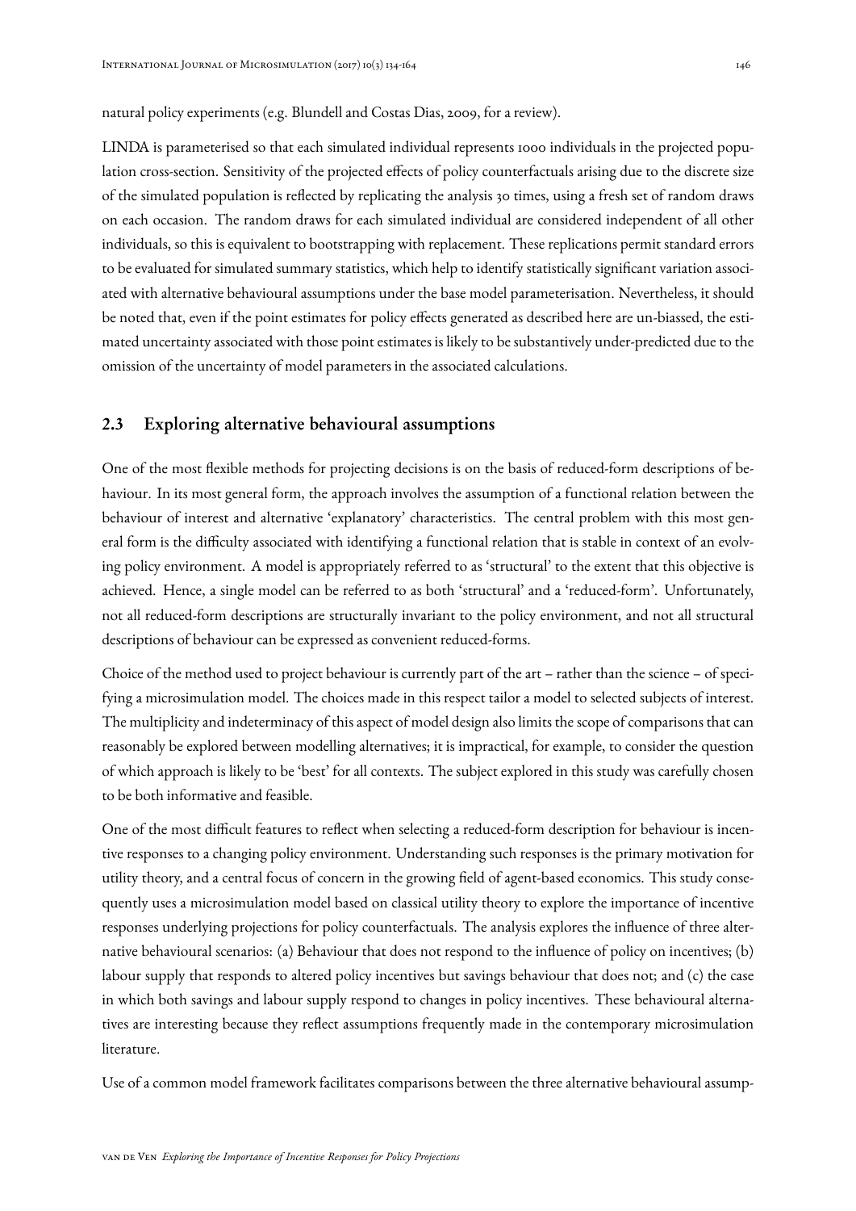natural policy experiments (e.g. Blundell and Costas Dias, 2009, for a review).

LINDA is parameterised so that each simulated individual represents 1000 individuals in the projected population cross-section. Sensitivity of the projected effects of policy counterfactuals arising due to the discrete size of the simulated population is reflected by replicating the analysis 30 times, using a fresh set of random draws on each occasion. The random draws for each simulated individual are considered independent of all other individuals, so this is equivalent to bootstrapping with replacement. These replications permit standard errors to be evaluated for simulated summary statistics, which help to identify statistically significant variation associated with alternative behavioural assumptions under the base model parameterisation. Nevertheless, it should be noted that, even if the point estimates for policy effects generated as described here are un-biassed, the estimated uncertainty associated with those point estimates is likely to be substantively under-predicted due to the omission of the uncertainty of model parameters in the associated calculations.

## 2.3 Exploring alternative behavioural assumptions

One of the most flexible methods for projecting decisions is on the basis of reduced-form descriptions of behaviour. In its most general form, the approach involves the assumption of a functional relation between the behaviour of interest and alternative 'explanatory' characteristics. The central problem with this most general form is the difficulty associated with identifying a functional relation that is stable in context of an evolving policy environment. A model is appropriately referred to as 'structural' to the extent that this objective is achieved. Hence, a single model can be referred to as both 'structural' and a 'reduced-form'. Unfortunately, not all reduced-form descriptions are structurally invariant to the policy environment, and not all structural descriptions of behaviour can be expressed as convenient reduced-forms.

Choice of the method used to project behaviour is currently part of the art – rather than the science – of specifying a microsimulation model. The choices made in this respect tailor a model to selected subjects of interest. The multiplicity and indeterminacy of this aspect of model design also limits the scope of comparisons that can reasonably be explored between modelling alternatives; it is impractical, for example, to consider the question of which approach is likely to be 'best' for all contexts. The subject explored in this study was carefully chosen to be both informative and feasible.

One of the most difficult features to reflect when selecting a reduced-form description for behaviour is incentive responses to a changing policy environment. Understanding such responses is the primary motivation for utility theory, and a central focus of concern in the growing field of agent-based economics. This study consequently uses a microsimulation model based on classical utility theory to explore the importance of incentive responses underlying projections for policy counterfactuals. The analysis explores the influence of three alternative behavioural scenarios: (a) Behaviour that does not respond to the influence of policy on incentives; (b) labour supply that responds to altered policy incentives but savings behaviour that does not; and (c) the case in which both savings and labour supply respond to changes in policy incentives. These behavioural alternatives are interesting because they reflect assumptions frequently made in the contemporary microsimulation literature.

Use of a common model framework facilitates comparisons between the three alternative behavioural assump-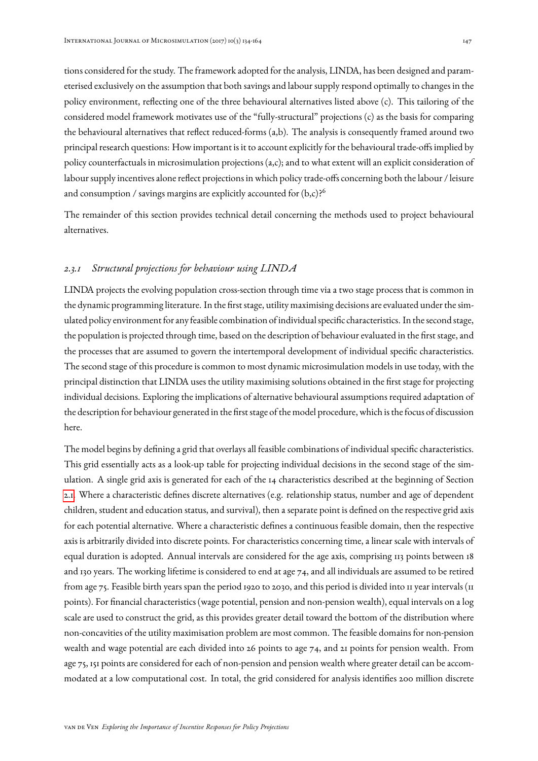tions considered for the study. The framework adopted for the analysis, LINDA, has been designed and parameterised exclusively on the assumption that both savings and labour supply respond optimally to changes in the policy environment, reflecting one of the three behavioural alternatives listed above (c). This tailoring of the considered model framework motivates use of the "fully-structural" projections (c) as the basis for comparing the behavioural alternatives that reflect reduced-forms (a,b). The analysis is consequently framed around two principal research questions: How important is it to account explicitly for the behavioural trade-offs implied by policy counterfactuals in microsimulation projections (a,c); and to what extent will an explicit consideration of labour supply incentives alone reflect projections in which policy trade-offs concerning both the labour / leisure and consumption / savings margins are explicitly accounted for (b,c)?[6]

The remainder of this section provides technical detail concerning the methods used to project behavioural alternatives.

### 2.3.1 *Structural projections for behaviour using LINDA*

LINDA projects the evolving population cross-section through time via a two stage process that is common in the dynamic programming literature. In the first stage, utility maximising decisions are evaluated under the simulated policy environment for any feasible combination of individual specific characteristics. In the second stage, the population is projected through time, based on the description of behaviour evaluated in the first stage, and the processes that are assumed to govern the intertemporal development of individual specific characteristics. The second stage of this procedure is common to most dynamic microsimulation models in use today, with the principal distinction that LINDA uses the utility maximising solutions obtained in the first stage for projecting individual decisions. Exploring the implications of alternative behavioural assumptions required adaptation of the description for behaviour generated in the first stage of the model procedure, which is the focus of discussion here.

The model begins by defining a grid that overlays all feasible combinations of individual specific characteristics. This grid essentially acts as a look-up table for projecting individual decisions in the second stage of the simulation. A single grid axis is generated for each of the 14 characteristics described at the beginning of Section 2.1. Where a characteristic defines discrete alternatives (e.g. relationship status, number and age of dependent children, student and education status, and survival), then a separate point is defined on the respective grid axis for each potential alternative. Where a characteristic defines a continuous feasible domain, then the respective axis is arbitrarily divided into discrete points. For characteristics concerning time, a linear scale with intervals of equal duration is adopted. Annual intervals are considered for the age axis, comprising 113 points between 18 and 130 years. The working lifetime is considered to end at age 74, and all individuals are assumed to be retired from age 75. Feasible birth years span the period 1920 to 2030, and this period is divided into 11 year intervals (11 points). For financial characteristics (wage potential, pension and non-pension wealth), equal intervals on a log scale are used to construct the grid, as this provides greater detail toward the bottom of the distribution where non-concavities of the utility maximisation problem are most common. The feasible domains for non-pension wealth and wage potential are each divided into 26 points to age 74, and 21 points for pension wealth. From age 75, 151 points are considered for each of non-pension and pension wealth where greater detail can be accommodated at a low computational cost. In total, the grid considered for analysis identifies 200 million discrete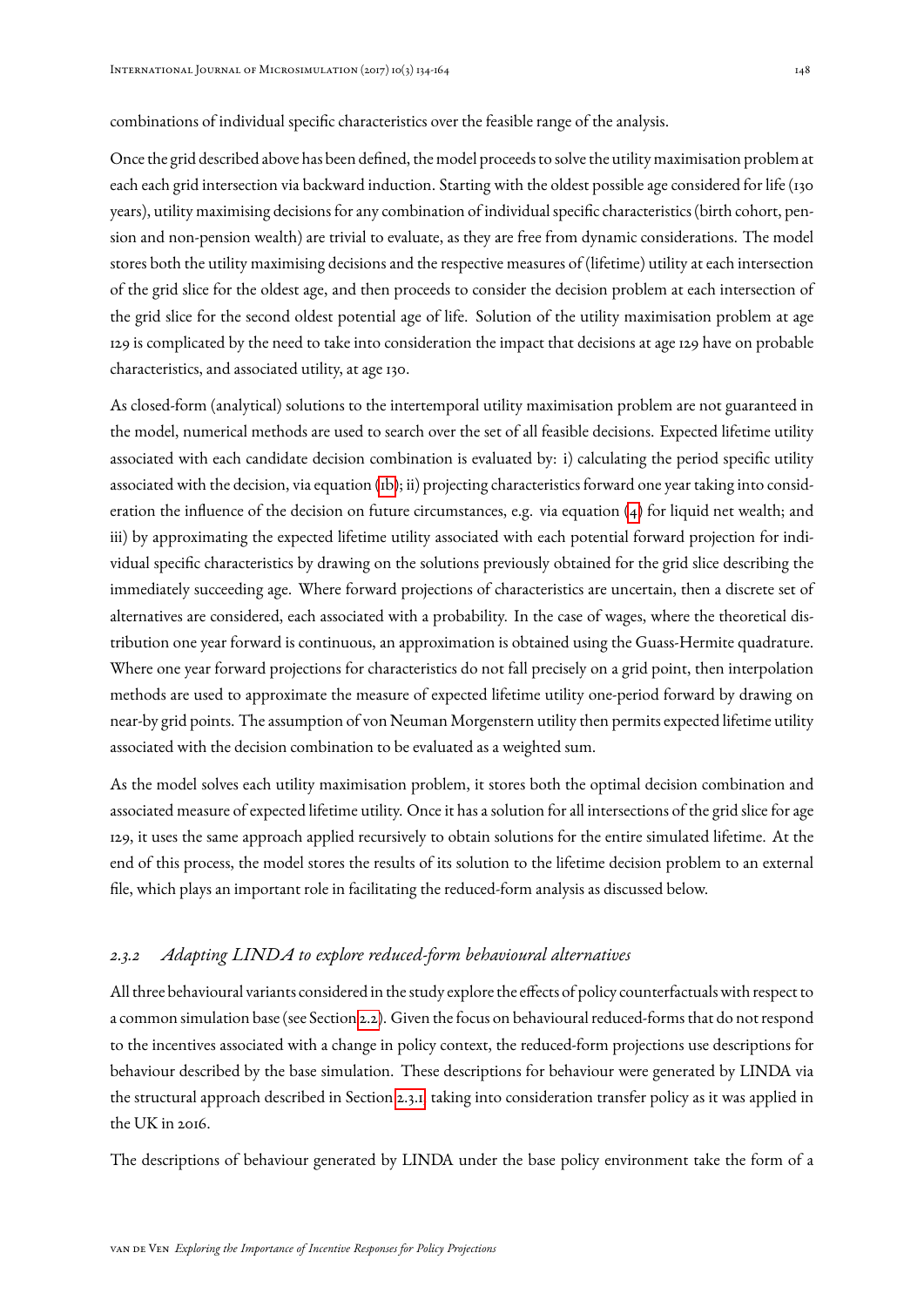combinations of individual specific characteristics over the feasible range of the analysis.

Once the grid described above has been defined, the model proceeds to solve the utility maximisation problem at each each grid intersection via backward induction. Starting with the oldest possible age considered for life (130 years), utility maximising decisions for any combination of individual specific characteristics (birth cohort, pension and non-pension wealth) are trivial to evaluate, as they are free from dynamic considerations. The model stores both the utility maximising decisions and the respective measures of (lifetime) utility at each intersection of the grid slice for the oldest age, and then proceeds to consider the decision problem at each intersection of the grid slice for the second oldest potential age of life. Solution of the utility maximisation problem at age 129 is complicated by the need to take into consideration the impact that decisions at age 129 have on probable characteristics, and associated utility, at age 130.

As closed-form (analytical) solutions to the intertemporal utility maximisation problem are not guaranteed in the model, numerical methods are used to search over the set of all feasible decisions. Expected lifetime utility associated with each candidate decision combination is evaluated by: i) calculating the period specific utility associated with the decision, via equation (1b); ii) projecting characteristics forward one year taking into consideration the influence of the decision on future circumstances, e.g. via equation (4) for liquid net wealth; and iii) by approximating the expected lifetime utility associated with each potential forward projection for individual specific characteristics by drawing on the solutions previously obtained for the grid slice describing the immediately succeeding age. Where forward projections of characteristics are uncertain, then a discrete set of alternatives are considered, each associated with a probability. In the case of wages, where the theoretical distribution one year forward is continuous, an approximation is obtained using the Guass-Hermite quadrature. Where one year forward projections for characteristics do not fall precisely on a grid point, then interpolation methods are used to approximate the measure of expected lifetime utility one-period forward by drawing on near-by grid points. The assumption of von Neuman Morgenstern utility then permits expected lifetime utility associated with the decision combination to be evaluated as a weighted sum.

As the model solves each utility maximisation problem, it stores both the optimal decision combination and associated measure of expected lifetime utility. Once it has a solution for all intersections of the grid slice for age 129, it uses the same approach applied recursively to obtain solutions for the entire simulated lifetime. At the end of this process, the model stores the results of its solution to the lifetime decision problem to an external file, which plays an important role in facilitating the reduced-form analysis as discussed below.

### 2.3.2 *Adapting LINDA to explore reduced-form behavioural alternatives*

All three behavioural variants considered in the study explore the effects of policy counterfactuals with respect to a common simulation base (see Section 2.2). Given the focus on behavioural reduced-forms that do not respond to the incentives associated with a change in policy context, the reduced-form projections use descriptions for behaviour described by the base simulation. These descriptions for behaviour were generated by LINDA via the structural approach described in Section 2.3.1 taking into consideration transfer policy as it was applied in the UK in 2016.

The descriptions of behaviour generated by LINDA under the base policy environment take the form of a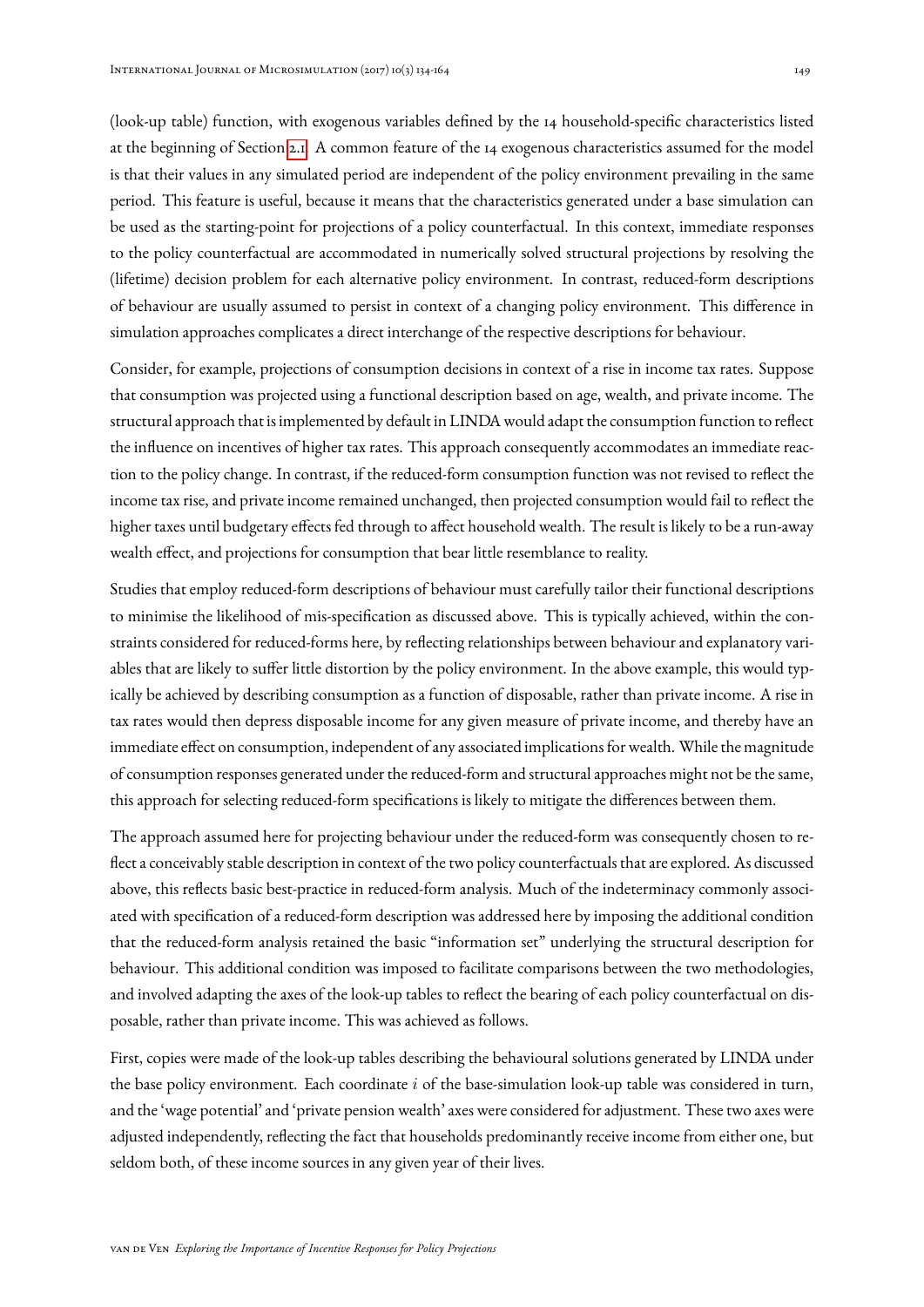(look-up table) function, with exogenous variables defined by the 14 household-specific characteristics listed at the beginning of Section 2.1. A common feature of the 14 exogenous characteristics assumed for the model is that their values in any simulated period are independent of the policy environment prevailing in the same period. This feature is useful, because it means that the characteristics generated under a base simulation can be used as the starting-point for projections of a policy counterfactual. In this context, immediate responses to the policy counterfactual are accommodated in numerically solved structural projections by resolving the (lifetime) decision problem for each alternative policy environment. In contrast, reduced-form descriptions of behaviour are usually assumed to persist in context of a changing policy environment. This difference in simulation approaches complicates a direct interchange of the respective descriptions for behaviour.

Consider, for example, projections of consumption decisions in context of a rise in income tax rates. Suppose that consumption was projected using a functional description based on age, wealth, and private income. The structural approach that is implemented by default in LINDA would adapt the consumption function to reflect the influence on incentives of higher tax rates. This approach consequently accommodates an immediate reaction to the policy change. In contrast, if the reduced-form consumption function was not revised to reflect the income tax rise, and private income remained unchanged, then projected consumption would fail to reflect the higher taxes until budgetary effects fed through to affect household wealth. The result is likely to be a run-away wealth effect, and projections for consumption that bear little resemblance to reality.

Studies that employ reduced-form descriptions of behaviour must carefully tailor their functional descriptions to minimise the likelihood of mis-specification as discussed above. This is typically achieved, within the constraints considered for reduced-forms here, by reflecting relationships between behaviour and explanatory variables that are likely to suffer little distortion by the policy environment. In the above example, this would typically be achieved by describing consumption as a function of disposable, rather than private income. A rise in tax rates would then depress disposable income for any given measure of private income, and thereby have an immediate effect on consumption, independent of any associated implications for wealth. While the magnitude of consumption responses generated under the reduced-form and structural approaches might not be the same, this approach for selecting reduced-form specifications is likely to mitigate the differences between them.

The approach assumed here for projecting behaviour under the reduced-form was consequently chosen to reflect a conceivably stable description in context of the two policy counterfactuals that are explored. As discussed above, this reflects basic best-practice in reduced-form analysis. Much of the indeterminacy commonly associated with specification of a reduced-form description was addressed here by imposing the additional condition that the reduced-form analysis retained the basic "information set" underlying the structural description for behaviour. This additional condition was imposed to facilitate comparisons between the two methodologies, and involved adapting the axes of the look-up tables to reflect the bearing of each policy counterfactual on disposable, rather than private income. This was achieved as follows.

First, copies were made of the look-up tables describing the behavioural solutions generated by LINDA under the base policy environment. Each coordinate $i$ of the base-simulation look-up table was considered in turn, and the 'wage potential' and 'private pension wealth' axes were considered for adjustment. These two axes were adjusted independently, reflecting the fact that households predominantly receive income from either one, but seldom both, of these income sources in any given year of their lives.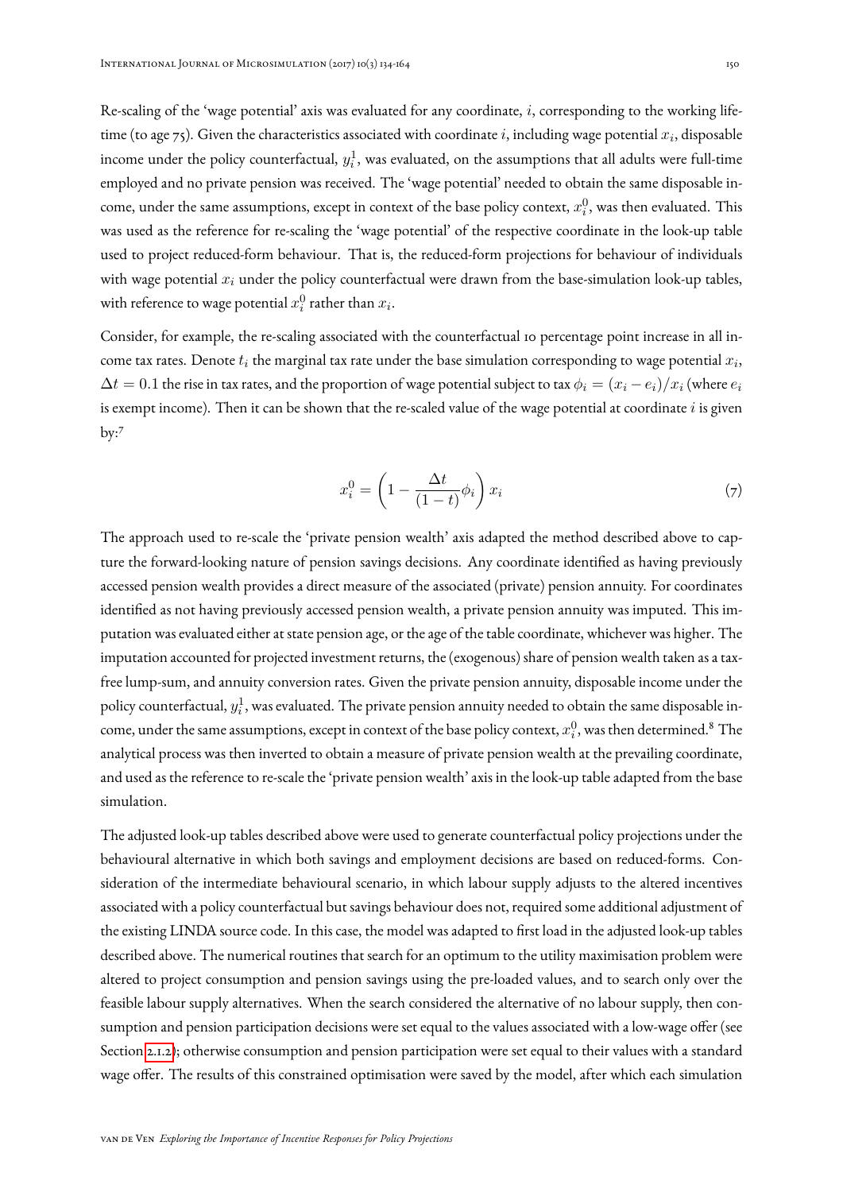Re-scaling of the 'wage potential' axis was evaluated for any coordinate, $i$, corresponding to the working lifetime (to age 75). Given the characteristics associated with coordinate $i$, including wage potential $x_i$, disposable income under the policy counterfactual, $y_i^1$, was evaluated, on the assumptions that all adults were full-time employed and no private pension was received. The 'wage potential' needed to obtain the same disposable income, under the same assumptions, except in context of the base policy context, $x_i^0$, was then evaluated. This was used as the reference for re-scaling the 'wage potential' of the respective coordinate in the look-up table used to project reduced-form behaviour. That is, the reduced-form projections for behaviour of individuals with wage potential $x_i$ under the policy counterfactual were drawn from the base-simulation look-up tables, with reference to wage potential $x_i^0$ rather than $x_i$.

Consider, for example, the re-scaling associated with the counterfactual 10 percentage point increase in all income tax rates. Denote $t_i$ the marginal tax rate under the base simulation corresponding to wage potential $x_i$, $\Delta t = 0.1$ the rise in tax rates, and the proportion of wage potential subject to tax $\phi_i = (x_i - e_i)/x_i$ (where $e_i$ is exempt income). Then it can be shown that the re-scaled value of the wage potential at coordinate $i$ is given by:[7]

$$x_i^0 = \left(1 - \frac{\Delta t}{(1-t)}\phi_i\right) x_i \tag{7}$$

The approach used to re-scale the 'private pension wealth' axis adapted the method described above to capture the forward-looking nature of pension savings decisions. Any coordinate identified as having previously accessed pension wealth provides a direct measure of the associated (private) pension annuity. For coordinates identified as not having previously accessed pension wealth, a private pension annuity was imputed. This imputation was evaluated either at state pension age, or the age of the table coordinate, whichever was higher. The imputation accounted for projected investment returns, the (exogenous) share of pension wealth taken as a tax-free lump-sum, and annuity conversion rates. Given the private pension annuity, disposable income under the policy counterfactual, $y_i^1$, was evaluated. The private pension annuity needed to obtain the same disposable income, under the same assumptions, except in context of the base policy context, $x_i^0$, was then determined.[8] The analytical process was then inverted to obtain a measure of private pension wealth at the prevailing coordinate, and used as the reference to re-scale the 'private pension wealth' axis in the look-up table adapted from the base simulation.

The adjusted look-up tables described above were used to generate counterfactual policy projections under the behavioural alternative in which both savings and employment decisions are based on reduced-forms. Consideration of the intermediate behavioural scenario, in which labour supply adjusts to the altered incentives associated with a policy counterfactual but savings behaviour does not, required some additional adjustment of the existing LINDA source code. In this case, the model was adapted to first load in the adjusted look-up tables described above. The numerical routines that search for an optimum to the utility maximisation problem were altered to project consumption and pension savings using the pre-loaded values, and to search only over the feasible labour supply alternatives. When the search considered the alternative of no labour supply, then consumption and pension participation decisions were set equal to the values associated with a low-wage offer (see Section 2.1.2); otherwise consumption and pension participation were set equal to their values with a standard wage offer. The results of this constrained optimisation were saved by the model, after which each simulation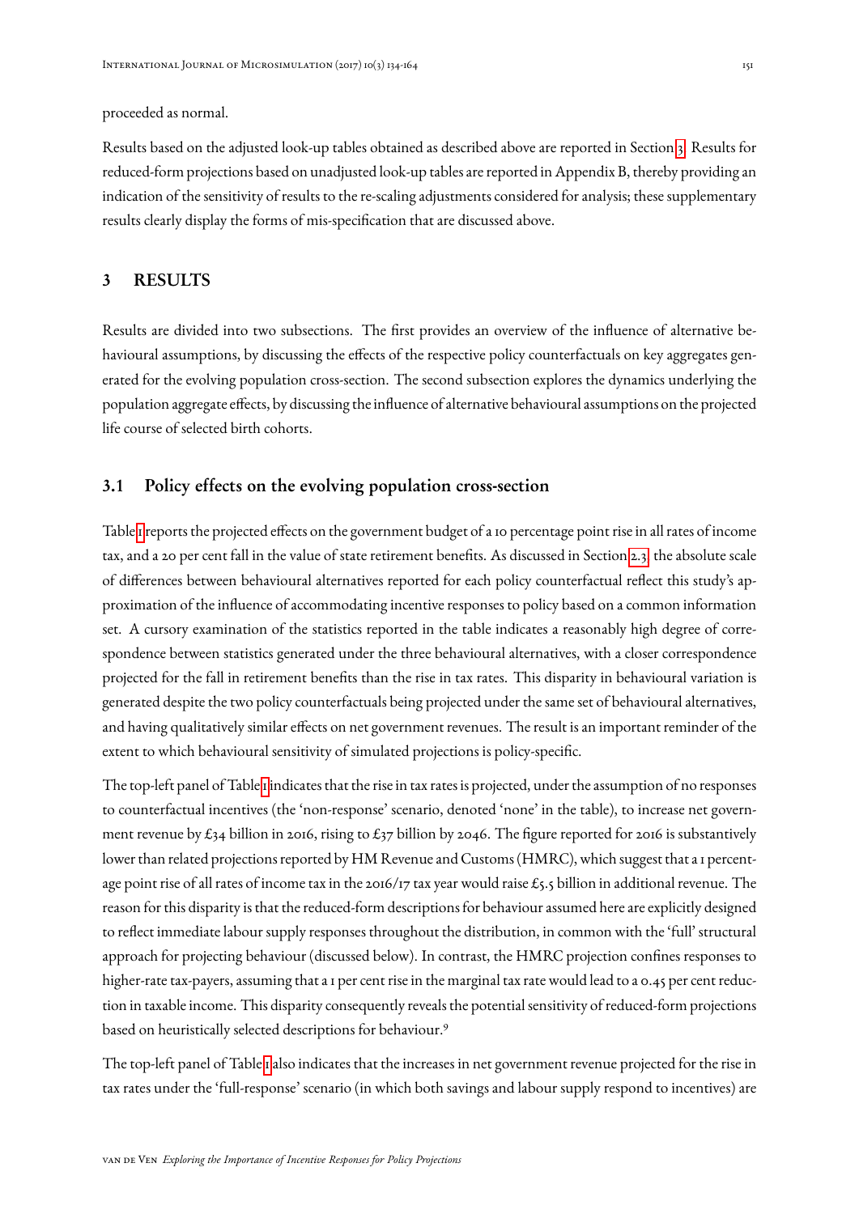proceeded as normal.

Results based on the adjusted look-up tables obtained as described above are reported in Section 3. Results for reduced-form projections based on unadjusted look-up tables are reported in Appendix B, thereby providing an indication of the sensitivity of results to the re-scaling adjustments considered for analysis; these supplementary results clearly display the forms of mis-specification that are discussed above.

## 3 RESULTS

Results are divided into two subsections. The first provides an overview of the influence of alternative behavioural assumptions, by discussing the effects of the respective policy counterfactuals on key aggregates generated for the evolving population cross-section. The second subsection explores the dynamics underlying the population aggregate effects, by discussing the influence of alternative behavioural assumptions on the projected life course of selected birth cohorts.

### 3.1 Policy effects on the evolving population cross-section

Table 1 reports the projected effects on the government budget of a 10 percentage point rise in all rates of income tax, and a 20 per cent fall in the value of state retirement benefits. As discussed in Section 2.3, the absolute scale of differences between behavioural alternatives reported for each policy counterfactual reflect this study's approximation of the influence of accommodating incentive responses to policy based on a common information set. A cursory examination of the statistics reported in the table indicates a reasonably high degree of correspondence between statistics generated under the three behavioural alternatives, with a closer correspondence projected for the fall in retirement benefits than the rise in tax rates. This disparity in behavioural variation is generated despite the two policy counterfactuals being projected under the same set of behavioural alternatives, and having qualitatively similar effects on net government revenues. The result is an important reminder of the extent to which behavioural sensitivity of simulated projections is policy-specific.

The top-left panel of Table 1 indicates that the rise in tax rates is projected, under the assumption of no responses to counterfactual incentives (the 'non-response' scenario, denoted 'none' in the table), to increase net government revenue by £34 billion in 2016, rising to £37 billion by 2046. The figure reported for 2016 is substantively lower than related projections reported by HM Revenue and Customs (HMRC), which suggest that a 1 percentage point rise of all rates of income tax in the 2016/17 tax year would raise £5.5 billion in additional revenue. The reason for this disparity is that the reduced-form descriptions for behaviour assumed here are explicitly designed to reflect immediate labour supply responses throughout the distribution, in common with the 'full' structural approach for projecting behaviour (discussed below). In contrast, the HMRC projection confines responses to higher-rate tax-payers, assuming that a 1 per cent rise in the marginal tax rate would lead to a 0.45 per cent reduction in taxable income. This disparity consequently reveals the potential sensitivity of reduced-form projections based on heuristically selected descriptions for behaviour.[9]

The top-left panel of Table 1 also indicates that the increases in net government revenue projected for the rise in tax rates under the 'full-response' scenario (in which both savings and labour supply respond to incentives) are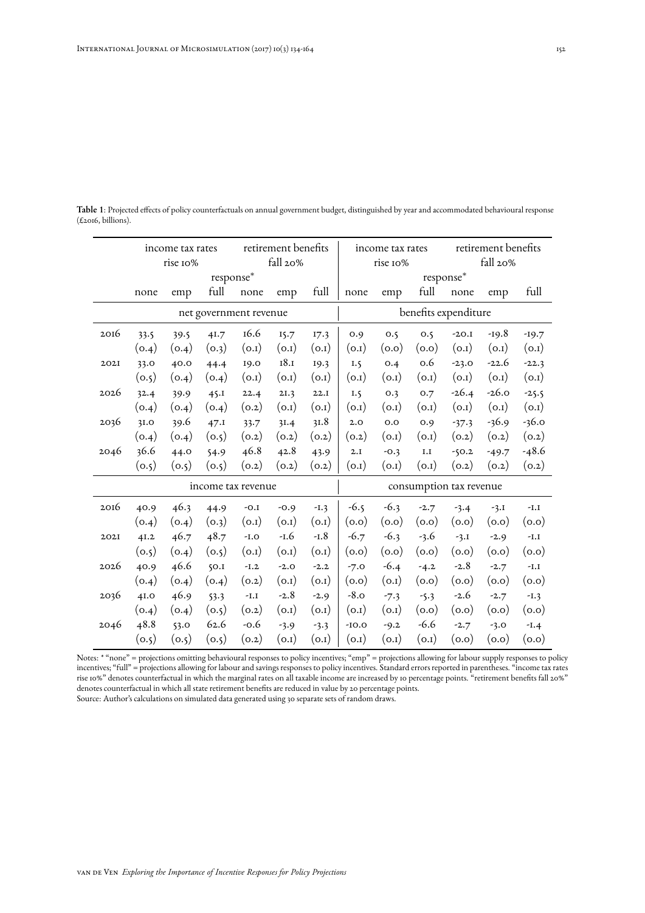**Table 1**: Projected effects of policy counterfactuals on annual government budget, distinguished by year and accommodated behavioural response (£2016, billions).

| | income tax rates rise 10% | | | retirement benefits fall 20% | | | income tax rates rise 10% | | | retirement benefits fall 20% | | |
|---|---|---|---|---|---|---|---|---|---|---|---|---|
| | response* | | | | | | response* | | | | | |
| | none | emp | full | none | emp | full | none | emp | full | none | emp | full |
| | net government revenue | | | | | | benefits expenditure | | | | | |
| 2016 | 33.5 | 39.5 | 41.7 | 16.6 | 15.7 | 17.3 | 0.9 | 0.5 | 0.5 | -20.1 | -19.8 | -19.7 |
| | (0.4) | (0.4) | (0.3) | (0.1) | (0.1) | (0.1) | (0.1) | (0.0) | (0.0) | (0.1) | (0.1) | (0.1) |
| 2021 | 33.0 | 40.0 | 44.4 | 19.0 | 18.1 | 19.3 | 1.5 | 0.4 | 0.6 | -23.0 | -22.6 | -22.3 |
| | (0.5) | (0.4) | (0.4) | (0.1) | (0.1) | (0.1) | (0.1) | (0.1) | (0.1) | (0.1) | (0.1) | (0.1) |
| 2026 | 32.4 | 39.9 | 45.1 | 22.4 | 21.3 | 22.1 | 1.5 | 0.3 | 0.7 | -26.4 | -26.0 | -25.5 |
| | (0.4) | (0.4) | (0.4) | (0.2) | (0.1) | (0.1) | (0.1) | (0.1) | (0.1) | (0.1) | (0.1) | (0.1) |
| 2036 | 31.0 | 39.6 | 47.1 | 33.7 | 31.4 | 31.8 | 2.0 | 0.0 | 0.9 | -37.3 | -36.9 | -36.0 |
| | (0.4) | (0.4) | (0.5) | (0.2) | (0.2) | (0.2) | (0.2) | (0.1) | (0.1) | (0.2) | (0.2) | (0.2) |
| 2046 | 36.6 | 44.0 | 54.9 | 46.8 | 42.8 | 43.9 | 2.1 | -0.3 | 1.1 | -50.2 | -49.7 | -48.6 |
| | (0.5) | (0.5) | (0.5) | (0.2) | (0.2) | (0.2) | (0.1) | (0.1) | (0.1) | (0.2) | (0.2) | (0.2) |
| | income tax revenue | | | | | | consumption tax revenue | | | | | |
| 2016 | 40.9 | 46.3 | 44.9 | -0.1 | -0.9 | -1.3 | -6.5 | -6.3 | -2.7 | -3.4 | -3.1 | -1.1 |
| | (0.4) | (0.4) | (0.3) | (0.1) | (0.1) | (0.1) | (0.0) | (0.0) | (0.0) | (0.0) | (0.0) | (0.0) |
| 2021 | 41.2 | 46.7 | 48.7 | -1.0 | -1.6 | -1.8 | -6.7 | -6.3 | -3.6 | -3.1 | -2.9 | -1.1 |
| | (0.5) | (0.4) | (0.5) | (0.1) | (0.1) | (0.1) | (0.0) | (0.0) | (0.0) | (0.0) | (0.0) | (0.0) |
| 2026 | 40.9 | 46.6 | 50.1 | -1.2 | -2.0 | -2.2 | -7.0 | -6.4 | -4.2 | -2.8 | -2.7 | -1.1 |
| | (0.4) | (0.4) | (0.4) | (0.2) | (0.1) | (0.1) | (0.0) | (0.1) | (0.0) | (0.0) | (0.0) | (0.0) |
| 2036 | 41.0 | 46.9 | 53.3 | -1.1 | -2.8 | -2.9 | -8.0 | -7.3 | -5.3 | -2.6 | -2.7 | -1.3 |
| | (0.4) | (0.4) | (0.5) | (0.2) | (0.1) | (0.1) | (0.1) | (0.1) | (0.0) | (0.0) | (0.0) | (0.0) |
| 2046 | 48.8 | 53.0 | 62.6 | -0.6 | -3.9 | -3.3 | -10.0 | -9.2 | -6.6 | -2.7 | -3.0 | -1.4 |
| | (0.5) | (0.5) | (0.5) | (0.2) | (0.1) | (0.1) | (0.1) | (0.1) | (0.1) | (0.0) | (0.0) | (0.0) |

Notes: * "none" = projections omitting behavioural responses to policy incentives; "emp" = projections allowing for labour supply responses to policy incentives; "full" = projections allowing for labour and savings responses to policy incentives. Standard errors reported in parentheses. "income tax rates rise 10%" denotes counterfactual in which the marginal rates on all taxable income are increased by 10 percentage points. "retirement benefits fall 20%" denotes counterfactual in which all state retirement benefits are reduced in value by 20 percentage points.
Source: Author's calculations on simulated data generated using 30 separate sets of random draws.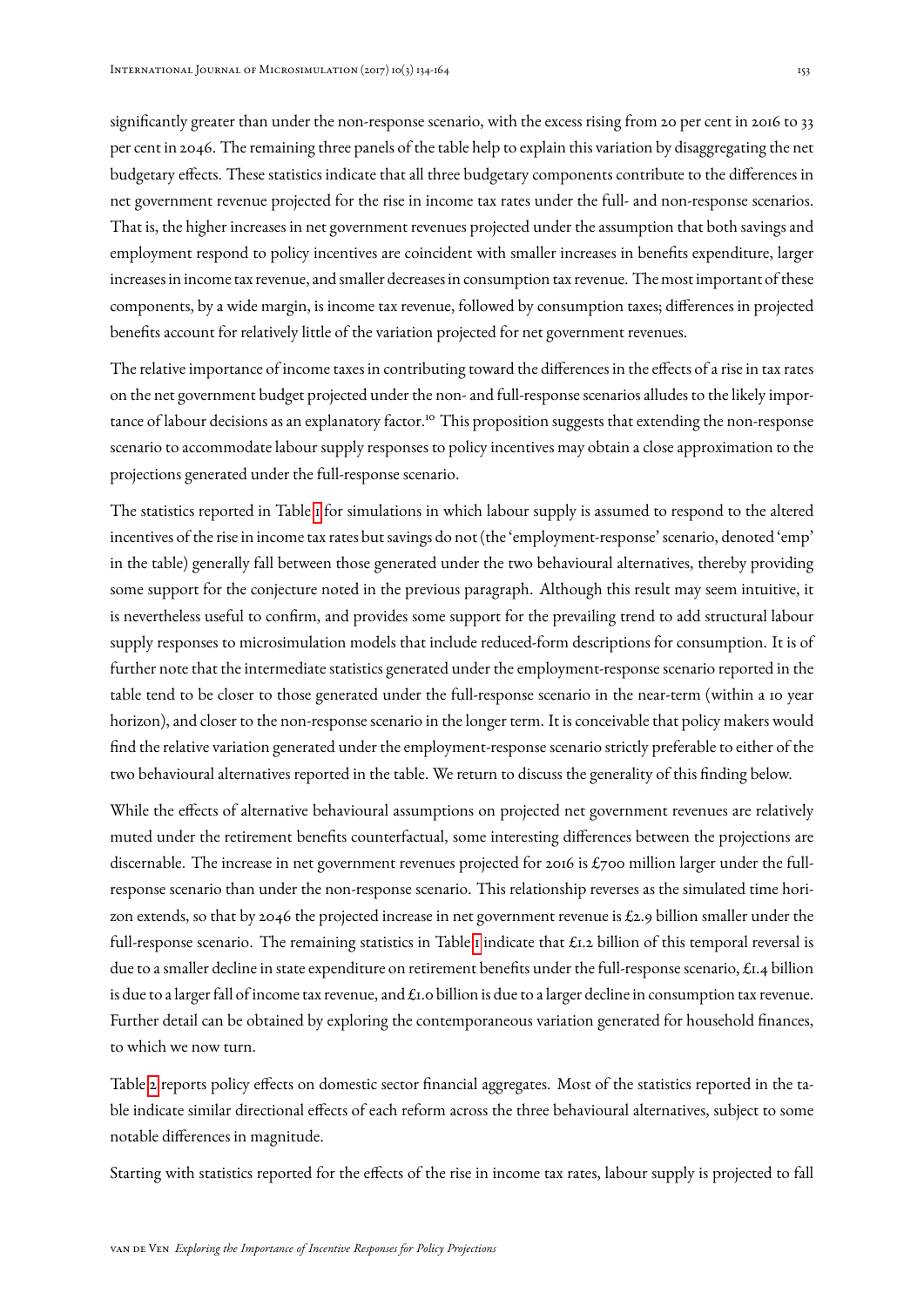significantly greater than under the non-response scenario, with the excess rising from 20 per cent in 2016 to 33 per cent in 2046. The remaining three panels of the table help to explain this variation by disaggregating the net budgetary effects. These statistics indicate that all three budgetary components contribute to the differences in net government revenue projected for the rise in income tax rates under the full- and non-response scenarios. That is, the higher increases in net government revenues projected under the assumption that both savings and employment respond to policy incentives are coincident with smaller increases in benefits expenditure, larger increases in income tax revenue, and smaller decreases in consumption tax revenue. The most important of these components, by a wide margin, is income tax revenue, followed by consumption taxes; differences in projected benefits account for relatively little of the variation projected for net government revenues.

The relative importance of income taxes in contributing toward the differences in the effects of a rise in tax rates on the net government budget projected under the non- and full-response scenarios alludes to the likely importance of labour decisions as an explanatory factor.[10] This proposition suggests that extending the non-response scenario to accommodate labour supply responses to policy incentives may obtain a close approximation to the projections generated under the full-response scenario.

The statistics reported in Table 1 for simulations in which labour supply is assumed to respond to the altered incentives of the rise in income tax rates but savings do not (the 'employment-response' scenario, denoted 'emp' in the table) generally fall between those generated under the two behavioural alternatives, thereby providing some support for the conjecture noted in the previous paragraph. Although this result may seem intuitive, it is nevertheless useful to confirm, and provides some support for the prevailing trend to add structural labour supply responses to microsimulation models that include reduced-form descriptions for consumption. It is of further note that the intermediate statistics generated under the employment-response scenario reported in the table tend to be closer to those generated under the full-response scenario in the near-term (within a 10 year horizon), and closer to the non-response scenario in the longer term. It is conceivable that policy makers would find the relative variation generated under the employment-response scenario strictly preferable to either of the two behavioural alternatives reported in the table. We return to discuss the generality of this finding below.

While the effects of alternative behavioural assumptions on projected net government revenues are relatively muted under the retirement benefits counterfactual, some interesting differences between the projections are discernable. The increase in net government revenues projected for 2016 is £700 million larger under the full-response scenario than under the non-response scenario. This relationship reverses as the simulated time horizon extends, so that by 2046 the projected increase in net government revenue is £2.9 billion smaller under the full-response scenario. The remaining statistics in Table 1 indicate that £1.2 billion of this temporal reversal is due to a smaller decline in state expenditure on retirement benefits under the full-response scenario, £1.4 billion is due to a larger fall of income tax revenue, and £1.0 billion is due to a larger decline in consumption tax revenue. Further detail can be obtained by exploring the contemporaneous variation generated for household finances, to which we now turn.

Table 2 reports policy effects on domestic sector financial aggregates. Most of the statistics reported in the table indicate similar directional effects of each reform across the three behavioural alternatives, subject to some notable differences in magnitude.

Starting with statistics reported for the effects of the rise in income tax rates, labour supply is projected to fall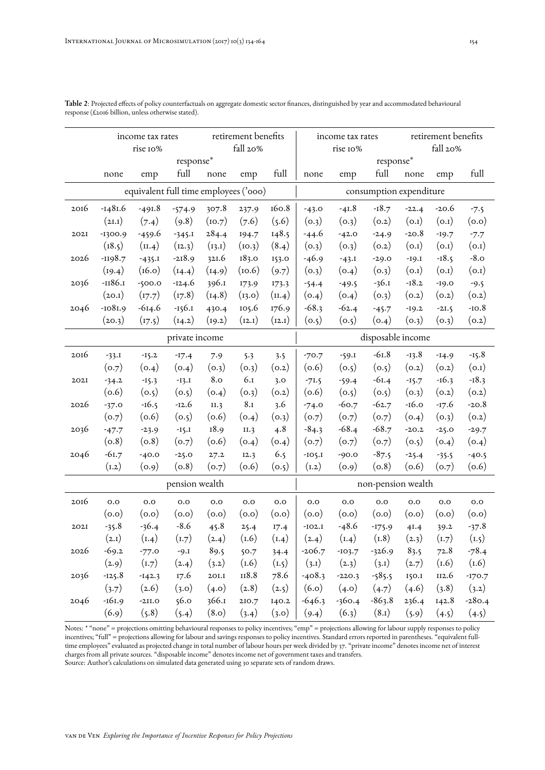**Table 2**: Projected effects of policy counterfactuals on aggregate domestic sector finances, distinguished by year and accommodated behavioural response (£2016 billion, unless otherwise stated).

| | income tax rates rise 10% | | | retirement benefits fall 20% | | | income tax rates rise 10% | | | retirement benefits fall 20% | | |
|---|---|---|---|---|---|---|---|---|---|---|---|---|
| | response* | | | | | | response* | | | | | |
| | none | emp | full | none | emp | full | none | emp | full | none | emp | full |
| | **equivalent full time employees ('000)** | | | | | | **consumption expenditure** | | | | | |
| 2016 | -1481.6 | -491.8 | -574.9 | 307.8 | 237.9 | 160.8 | -43.0 | -41.8 | -18.7 | -22.4 | -20.6 | -7.5 |
| | (21.1) | (7.4) | (9.8) | (10.7) | (7.6) | (5.6) | (0.3) | (0.3) | (0.2) | (0.1) | (0.1) | (0.0) |
| 2021 | -1300.9 | -459.6 | -345.1 | 284.4 | 194.7 | 148.5 | -44.6 | -42.0 | -24.9 | -20.8 | -19.7 | -7.7 |
| | (18.5) | (11.4) | (12.3) | (13.1) | (10.3) | (8.4) | (0.3) | (0.3) | (0.2) | (0.1) | (0.1) | (0.1) |
| 2026 | -1198.7 | -435.1 | -218.9 | 321.6 | 183.0 | 153.0 | -46.9 | -43.1 | -29.0 | -19.1 | -18.5 | -8.0 |
| | (19.4) | (16.0) | (14.4) | (14.9) | (10.6) | (9.7) | (0.3) | (0.4) | (0.3) | (0.1) | (0.1) | (0.1) |
| 2036 | -1186.1 | -500.0 | -124.6 | 396.1 | 173.9 | 173.3 | -54.4 | -49.5 | -36.1 | -18.2 | -19.0 | -9.5 |
| | (20.1) | (17.7) | (17.8) | (14.8) | (13.0) | (11.4) | (0.4) | (0.4) | (0.3) | (0.2) | (0.2) | (0.2) |
| 2046 | -1081.9 | -614.6 | -156.1 | 430.4 | 105.6 | 176.9 | -68.3 | -62.4 | -45.7 | -19.2 | -21.5 | -10.8 |
| | (20.3) | (17.5) | (14.2) | (19.2) | (12.1) | (12.1) | (0.5) | (0.5) | (0.4) | (0.3) | (0.3) | (0.2) |
| | **private income** | | | | | | **disposable income** | | | | | |
| 2016 | -33.1 | -15.2 | -17.4 | 7.9 | 5.3 | 3.5 | -70.7 | -59.1 | -61.8 | -13.8 | -14.9 | -15.8 |
| | (0.7) | (0.4) | (0.4) | (0.3) | (0.3) | (0.2) | (0.6) | (0.5) | (0.5) | (0.2) | (0.2) | (0.1) |
| 2021 | -34.2 | -15.3 | -13.1 | 8.0 | 6.1 | 3.0 | -71.5 | -59.4 | -61.4 | -15.7 | -16.3 | -18.3 |
| | (0.6) | (0.5) | (0.5) | (0.4) | (0.3) | (0.2) | (0.6) | (0.5) | (0.5) | (0.3) | (0.2) | (0.2) |
| 2026 | -37.0 | -16.5 | -12.6 | 11.3 | 8.1 | 3.6 | -74.0 | -60.7 | -62.7 | -16.0 | -17.6 | -20.8 |
| | (0.7) | (0.6) | (0.5) | (0.6) | (0.4) | (0.3) | (0.7) | (0.7) | (0.7) | (0.4) | (0.3) | (0.2) |
| 2036 | -47.7 | -23.9 | -15.1 | 18.9 | 11.3 | 4.8 | -84.3 | -68.4 | -68.7 | -20.2 | -25.0 | -29.7 |
| | (0.8) | (0.8) | (0.7) | (0.6) | (0.4) | (0.4) | (0.7) | (0.7) | (0.7) | (0.5) | (0.4) | (0.4) |
| 2046 | -61.7 | -40.0 | -25.0 | 27.2 | 12.3 | 6.5 | -105.1 | -90.0 | -87.5 | -25.4 | -35.5 | -40.5 |
| | (1.2) | (0.9) | (0.8) | (0.7) | (0.6) | (0.5) | (1.2) | (0.9) | (0.8) | (0.6) | (0.7) | (0.6) |
| | **pension wealth** | | | | | | **non-pension wealth** | | | | | |
| 2016 | 0.0 | 0.0 | 0.0 | 0.0 | 0.0 | 0.0 | 0.0 | 0.0 | 0.0 | 0.0 | 0.0 | 0.0 |
| | (0.0) | (0.0) | (0.0) | (0.0) | (0.0) | (0.0) | (0.0) | (0.0) | (0.0) | (0.0) | (0.0) | (0.0) |
| 2021 | -35.8 | -36.4 | -8.6 | 45.8 | 25.4 | 17.4 | -102.1 | -48.6 | -175.9 | 41.4 | 39.2 | -37.8 |
| | (2.1) | (1.4) | (1.7) | (2.4) | (1.6) | (1.4) | (2.4) | (1.4) | (1.8) | (2.3) | (1.7) | (1.5) |
| 2026 | -69.2 | -77.0 | -9.1 | 89.5 | 50.7 | 34.4 | -206.7 | -103.7 | -326.9 | 83.5 | 72.8 | -78.4 |
| | (2.9) | (1.7) | (2.4) | (3.2) | (1.6) | (1.5) | (3.1) | (2.3) | (3.1) | (2.7) | (1.6) | (1.6) |
| 2036 | -125.8 | -142.3 | 17.6 | 201.1 | 118.8 | 78.6 | -408.3 | -220.3 | -585.5 | 150.1 | 112.6 | -170.7 |
| | (3.7) | (2.6) | (3.0) | (4.0) | (2.8) | (2.5) | (6.0) | (4.0) | (4.7) | (4.6) | (3.8) | (3.2) |
| 2046 | -161.9 | -211.0 | 56.0 | 366.1 | 210.7 | 140.2 | -646.3 | -360.4 | -863.8 | 236.4 | 142.8 | -280.4 |
| | (6.9) | (5.8) | (5.4) | (8.0) | (3.4) | (3.0) | (9.4) | (6.3) | (8.1) | (5.9) | (4.5) | (4.5) |

Notes: * "none" = projections omitting behavioural responses to policy incentives; "emp" = projections allowing for labour supply responses to policy incentives; "full" = projections allowing for labour and savings responses to policy incentives. Standard errors reported in parentheses. "equivalent full-time employees" evaluated as projected change in total number of labour hours per week divided by 37. "private income" denotes income net of interest charges from all private sources. "disposable income" denotes income net of government taxes and transfers.
Source: Author's calculations on simulated data generated using 30 separate sets of random draws.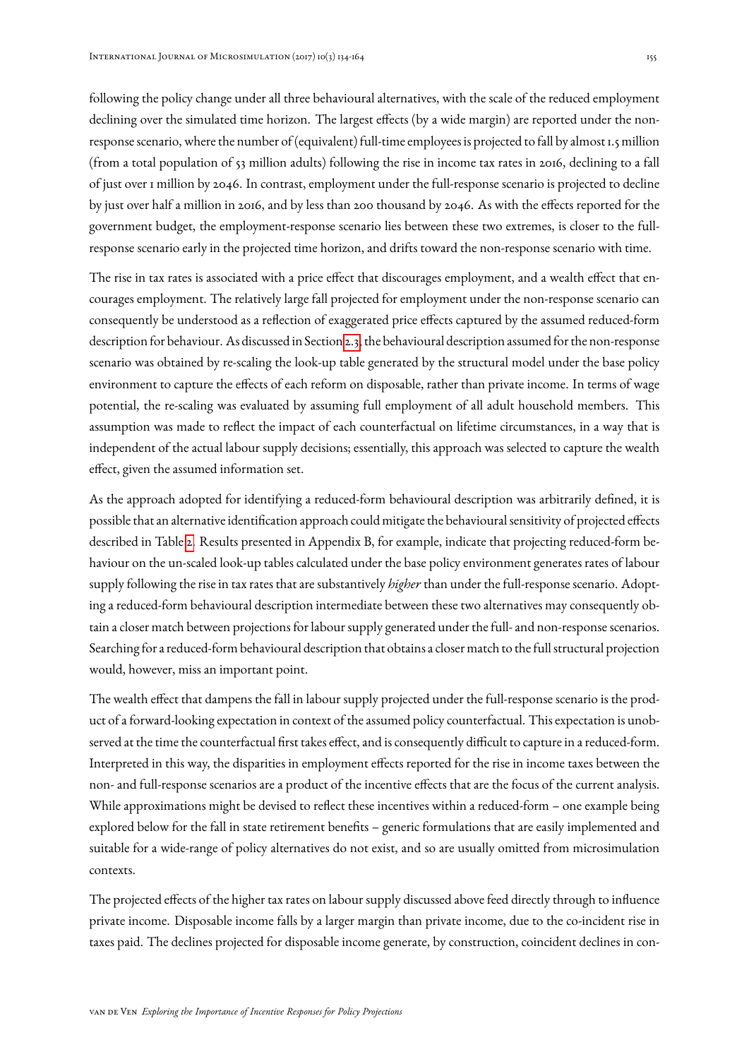following the policy change under all three behavioural alternatives, with the scale of the reduced employment declining over the simulated time horizon. The largest effects (by a wide margin) are reported under the non-response scenario, where the number of (equivalent) full-time employees is projected to fall by almost 1.5 million (from a total population of 53 million adults) following the rise in income tax rates in 2016, declining to a fall of just over 1 million by 2046. In contrast, employment under the full-response scenario is projected to decline by just over half a million in 2016, and by less than 200 thousand by 2046. As with the effects reported for the government budget, the employment-response scenario lies between these two extremes, is closer to the full-response scenario early in the projected time horizon, and drifts toward the non-response scenario with time.

The rise in tax rates is associated with a price effect that discourages employment, and a wealth effect that encourages employment. The relatively large fall projected for employment under the non-response scenario can consequently be understood as a reflection of exaggerated price effects captured by the assumed reduced-form description for behaviour. As discussed in Section 2.3, the behavioural description assumed for the non-response scenario was obtained by re-scaling the look-up table generated by the structural model under the base policy environment to capture the effects of each reform on disposable, rather than private income. In terms of wage potential, the re-scaling was evaluated by assuming full employment of all adult household members. This assumption was made to reflect the impact of each counterfactual on lifetime circumstances, in a way that is independent of the actual labour supply decisions; essentially, this approach was selected to capture the wealth effect, given the assumed information set.

As the approach adopted for identifying a reduced-form behavioural description was arbitrarily defined, it is possible that an alternative identification approach could mitigate the behavioural sensitivity of projected effects described in Table 2. Results presented in Appendix B, for example, indicate that projecting reduced-form behaviour on the un-scaled look-up tables calculated under the base policy environment generates rates of labour supply following the rise in tax rates that are substantively *higher* than under the full-response scenario. Adopting a reduced-form behavioural description intermediate between these two alternatives may consequently obtain a closer match between projections for labour supply generated under the full- and non-response scenarios. Searching for a reduced-form behavioural description that obtains a closer match to the full structural projection would, however, miss an important point.

The wealth effect that dampens the fall in labour supply projected under the full-response scenario is the product of a forward-looking expectation in context of the assumed policy counterfactual. This expectation is unobserved at the time the counterfactual first takes effect, and is consequently difficult to capture in a reduced-form. Interpreted in this way, the disparities in employment effects reported for the rise in income taxes between the non- and full-response scenarios are a product of the incentive effects that are the focus of the current analysis. While approximations might be devised to reflect these incentives within a reduced-form – one example being explored below for the fall in state retirement benefits – generic formulations that are easily implemented and suitable for a wide-range of policy alternatives do not exist, and so are usually omitted from microsimulation contexts.

The projected effects of the higher tax rates on labour supply discussed above feed directly through to influence private income. Disposable income falls by a larger margin than private income, due to the co-incident rise in taxes paid. The declines projected for disposable income generate, by construction, coincident declines in con-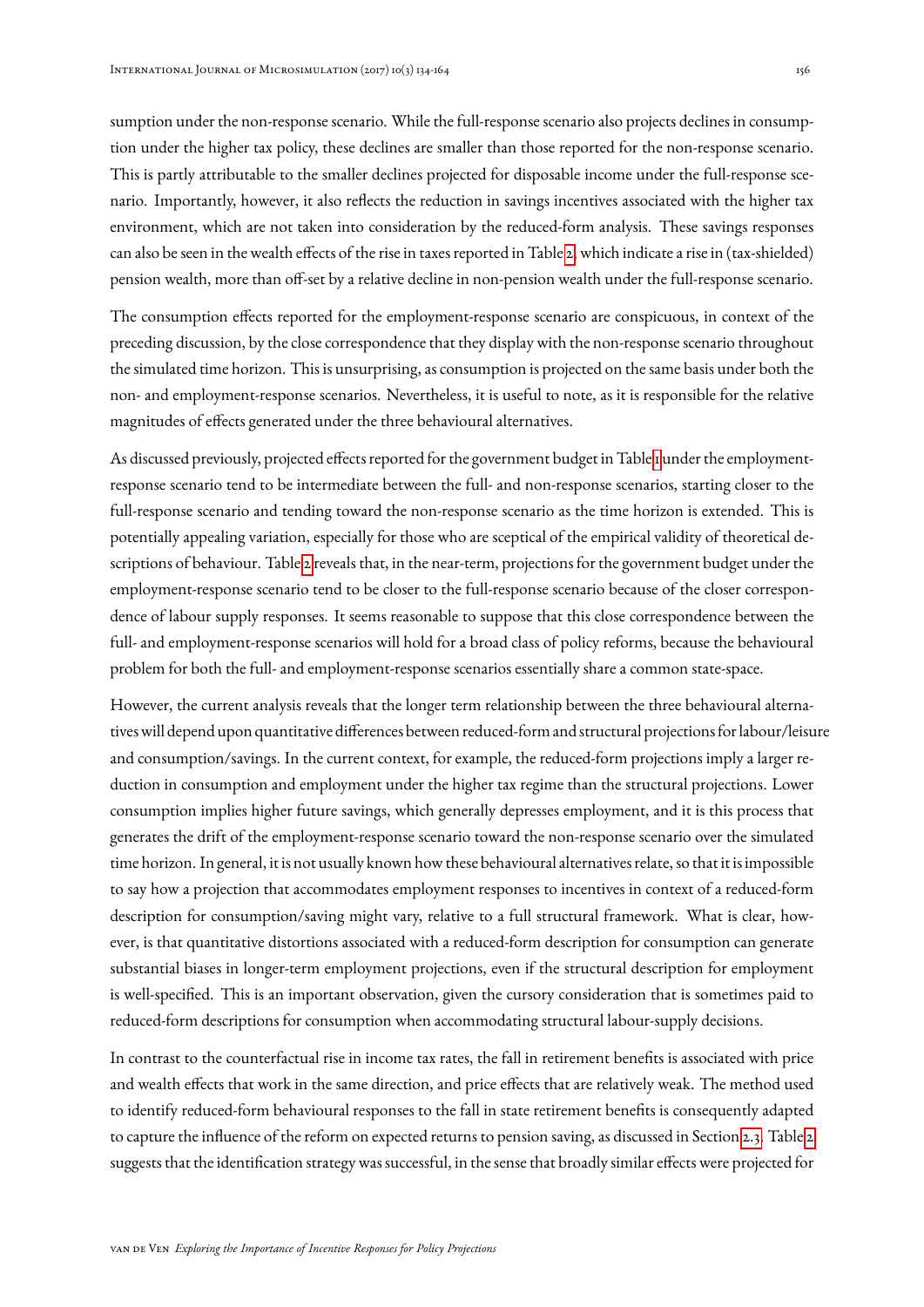sumption under the non-response scenario. While the full-response scenario also projects declines in consumption under the higher tax policy, these declines are smaller than those reported for the non-response scenario. This is partly attributable to the smaller declines projected for disposable income under the full-response scenario. Importantly, however, it also reflects the reduction in savings incentives associated with the higher tax environment, which are not taken into consideration by the reduced-form analysis. These savings responses can also be seen in the wealth effects of the rise in taxes reported in Table 2, which indicate a rise in (tax-shielded) pension wealth, more than off-set by a relative decline in non-pension wealth under the full-response scenario.

The consumption effects reported for the employment-response scenario are conspicuous, in context of the preceding discussion, by the close correspondence that they display with the non-response scenario throughout the simulated time horizon. This is unsurprising, as consumption is projected on the same basis under both the non- and employment-response scenarios. Nevertheless, it is useful to note, as it is responsible for the relative magnitudes of effects generated under the three behavioural alternatives.

As discussed previously, projected effects reported for the government budget in Table 1 under the employment-response scenario tend to be intermediate between the full- and non-response scenarios, starting closer to the full-response scenario and tending toward the non-response scenario as the time horizon is extended. This is potentially appealing variation, especially for those who are sceptical of the empirical validity of theoretical descriptions of behaviour. Table 2 reveals that, in the near-term, projections for the government budget under the employment-response scenario tend to be closer to the full-response scenario because of the closer correspondence of labour supply responses. It seems reasonable to suppose that this close correspondence between the full- and employment-response scenarios will hold for a broad class of policy reforms, because the behavioural problem for both the full- and employment-response scenarios essentially share a common state-space.

However, the current analysis reveals that the longer term relationship between the three behavioural alternatives will depend upon quantitative differences between reduced-form and structural projections for labour/leisure and consumption/savings. In the current context, for example, the reduced-form projections imply a larger reduction in consumption and employment under the higher tax regime than the structural projections. Lower consumption implies higher future savings, which generally depresses employment, and it is this process that generates the drift of the employment-response scenario toward the non-response scenario over the simulated time horizon. In general, it is not usually known how these behavioural alternatives relate, so that it is impossible to say how a projection that accommodates employment responses to incentives in context of a reduced-form description for consumption/saving might vary, relative to a full structural framework. What is clear, however, is that quantitative distortions associated with a reduced-form description for consumption can generate substantial biases in longer-term employment projections, even if the structural description for employment is well-specified. This is an important observation, given the cursory consideration that is sometimes paid to reduced-form descriptions for consumption when accommodating structural labour-supply decisions.

In contrast to the counterfactual rise in income tax rates, the fall in retirement benefits is associated with price and wealth effects that work in the same direction, and price effects that are relatively weak. The method used to identify reduced-form behavioural responses to the fall in state retirement benefits is consequently adapted to capture the influence of the reform on expected returns to pension saving, as discussed in Section 2.3. Table 2 suggests that the identification strategy was successful, in the sense that broadly similar effects were projected for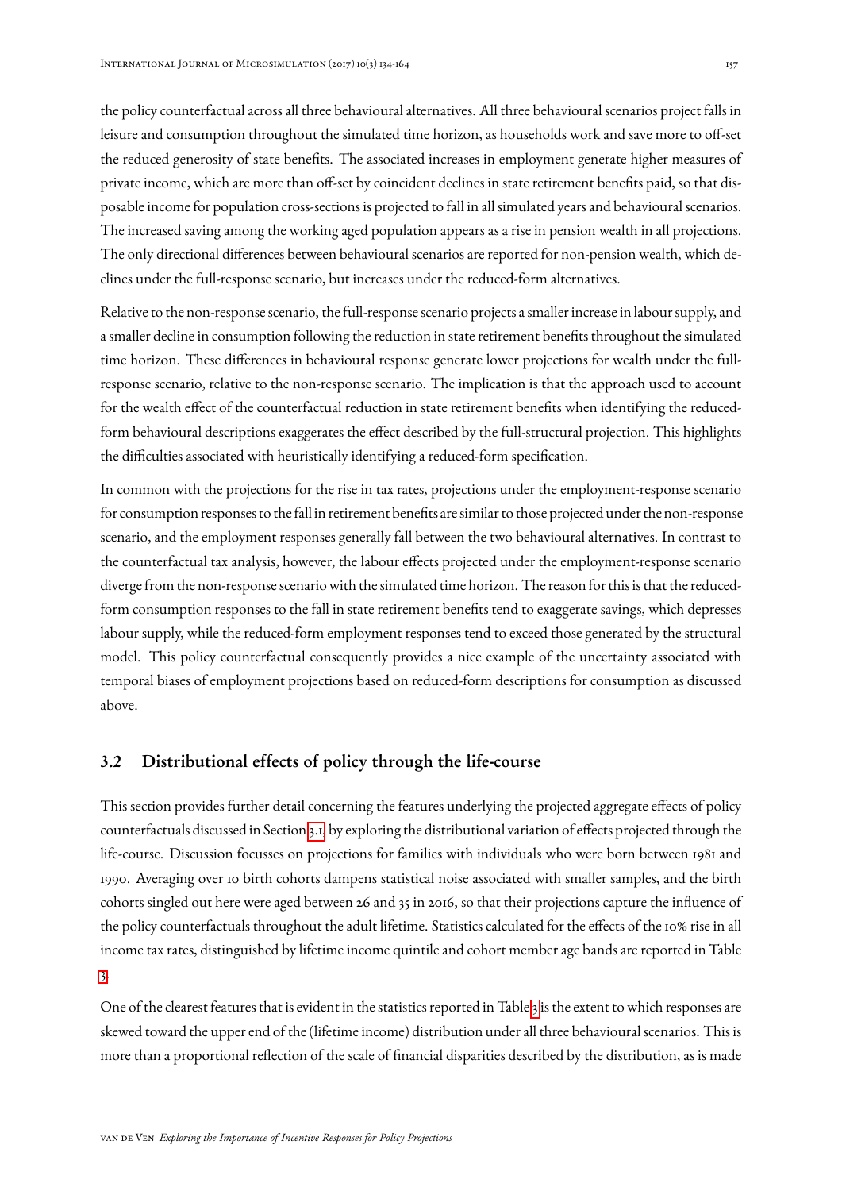the policy counterfactual across all three behavioural alternatives. All three behavioural scenarios project falls in leisure and consumption throughout the simulated time horizon, as households work and save more to off-set the reduced generosity of state benefits. The associated increases in employment generate higher measures of private income, which are more than off-set by coincident declines in state retirement benefits paid, so that disposable income for population cross-sections is projected to fall in all simulated years and behavioural scenarios. The increased saving among the working aged population appears as a rise in pension wealth in all projections. The only directional differences between behavioural scenarios are reported for non-pension wealth, which declines under the full-response scenario, but increases under the reduced-form alternatives.

Relative to the non-response scenario, the full-response scenario projects a smaller increase in labour supply, and a smaller decline in consumption following the reduction in state retirement benefits throughout the simulated time horizon. These differences in behavioural response generate lower projections for wealth under the full-response scenario, relative to the non-response scenario. The implication is that the approach used to account for the wealth effect of the counterfactual reduction in state retirement benefits when identifying the reduced-form behavioural descriptions exaggerates the effect described by the full-structural projection. This highlights the difficulties associated with heuristically identifying a reduced-form specification.

In common with the projections for the rise in tax rates, projections under the employment-response scenario for consumption responses to the fall in retirement benefits are similar to those projected under the non-response scenario, and the employment responses generally fall between the two behavioural alternatives. In contrast to the counterfactual tax analysis, however, the labour effects projected under the employment-response scenario diverge from the non-response scenario with the simulated time horizon. The reason for this is that the reduced-form consumption responses to the fall in state retirement benefits tend to exaggerate savings, which depresses labour supply, while the reduced-form employment responses tend to exceed those generated by the structural model. This policy counterfactual consequently provides a nice example of the uncertainty associated with temporal biases of employment projections based on reduced-form descriptions for consumption as discussed above.

## 3.2 Distributional effects of policy through the life-course

This section provides further detail concerning the features underlying the projected aggregate effects of policy counterfactuals discussed in Section 3.1, by exploring the distributional variation of effects projected through the life-course. Discussion focusses on projections for families with individuals who were born between 1981 and 1990. Averaging over 10 birth cohorts dampens statistical noise associated with smaller samples, and the birth cohorts singled out here were aged between 26 and 35 in 2016, so that their projections capture the influence of the policy counterfactuals throughout the adult lifetime. Statistics calculated for the effects of the 10% rise in all income tax rates, distinguished by lifetime income quintile and cohort member age bands are reported in Table 3.

One of the clearest features that is evident in the statistics reported in Table 3 is the extent to which responses are skewed toward the upper end of the (lifetime income) distribution under all three behavioural scenarios. This is more than a proportional reflection of the scale of financial disparities described by the distribution, as is made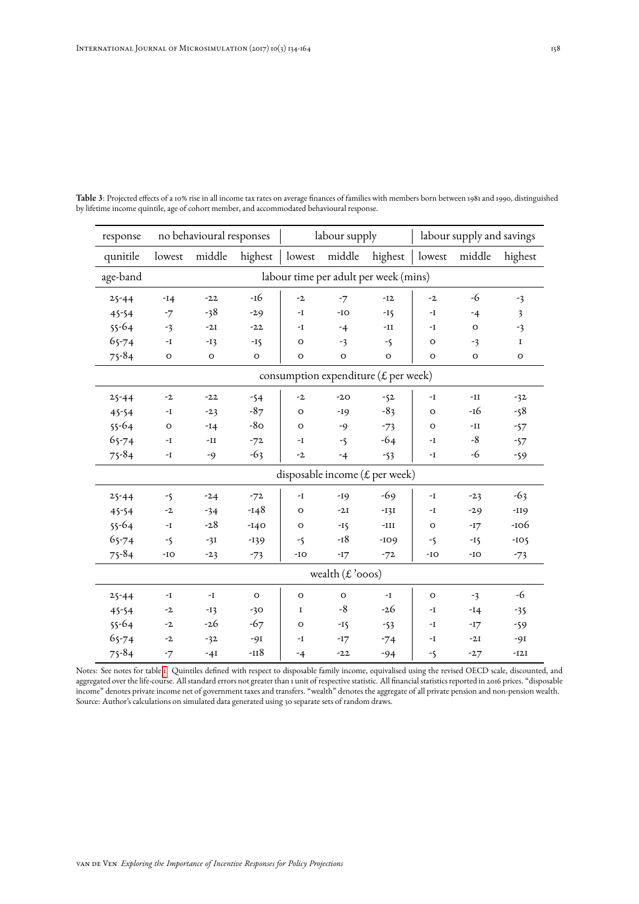**Table 3**: Projected effects of a 10% rise in all income tax rates on average finances of families with members born between 1981 and 1990, distinguished by lifetime income quintile, age of cohort member, and accommodated behavioural response.

| response | no behavioural responses | | | labour supply | | | labour supply and savings | | |
|---|---|---|---|---|---|---|---|---|---|
| qunitile | lowest | middle | highest | lowest | middle | highest | lowest | middle | highest |
| age-band | labour time per adult per week (mins) | | | | | | | | |
| 25-44 | -14 | -22 | -16 | -2 | -7 | -12 | -2 | -6 | -3 |
| 45-54 | -7 | -38 | -29 | -1 | -10 | -15 | -1 | -4 | 3 |
| 55-64 | -3 | -21 | -22 | -1 | -4 | -11 | -1 | 0 | -3 |
| 65-74 | -1 | -13 | -15 | 0 | -3 | -5 | 0 | -3 | 1 |
| 75-84 | 0 | 0 | 0 | 0 | 0 | 0 | 0 | 0 | 0 |
| | consumption expenditure (£ per week) | | | | | | | | |
| 25-44 | -2 | -22 | -54 | -2 | -20 | -52 | -1 | -11 | -32 |
| 45-54 | -1 | -23 | -87 | 0 | -19 | -83 | 0 | -16 | -58 |
| 55-64 | 0 | -14 | -80 | 0 | -9 | -73 | 0 | -11 | -57 |
| 65-74 | -1 | -11 | -72 | -1 | -5 | -64 | -1 | -8 | -57 |
| 75-84 | -1 | -9 | -63 | -2 | -4 | -53 | -1 | -6 | -59 |
| | disposable income (£ per week) | | | | | | | | |
| 25-44 | -5 | -24 | -72 | -1 | -19 | -69 | -1 | -23 | -63 |
| 45-54 | -2 | -34 | -148 | 0 | -21 | -131 | -1 | -29 | -119 |
| 55-64 | -1 | -28 | -140 | 0 | -15 | -111 | 0 | -17 | -106 |
| 65-74 | -5 | -31 | -139 | -5 | -18 | -109 | -5 | -15 | -105 |
| 75-84 | -10 | -23 | -73 | -10 | -17 | -72 | -10 | -10 | -73 |
| | wealth (£ '000s) | | | | | | | | |
| 25-44 | -1 | -1 | 0 | 0 | 0 | -1 | 0 | -3 | -6 |
| 45-54 | -2 | -13 | -30 | 1 | -8 | -26 | -1 | -14 | -35 |
| 55-64 | -2 | -26 | -67 | 0 | -15 | -53 | -1 | -17 | -59 |
| 65-74 | -2 | -32 | -91 | -1 | -17 | -74 | -1 | -21 | -91 |
| 75-84 | -7 | -41 | -118 | -4 | -22 | -94 | -5 | -27 | -121 |

Notes: See notes for table 1. Quintiles defined with respect to disposable family income, equivalised using the revised OECD scale, discounted, and aggregated over the life-course. All standard errors not greater than 1 unit of respective statistic. All financial statistics reported in 2016 prices. "disposable income" denotes private income net of government taxes and transfers. "wealth" denotes the aggregate of all private pension and non-pension wealth. Source: Author's calculations on simulated data generated using 30 separate sets of random draws.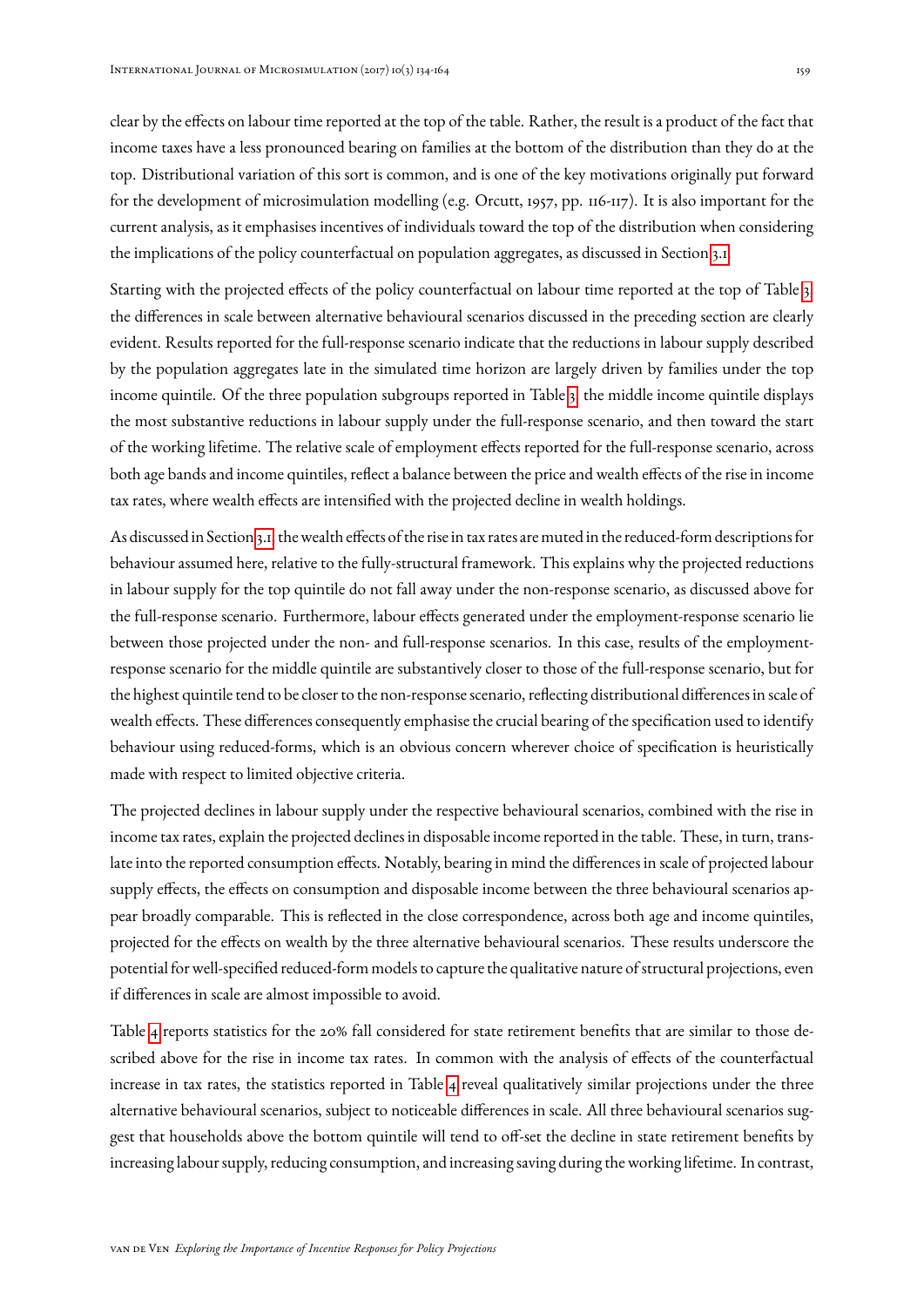clear by the effects on labour time reported at the top of the table. Rather, the result is a product of the fact that income taxes have a less pronounced bearing on families at the bottom of the distribution than they do at the top. Distributional variation of this sort is common, and is one of the key motivations originally put forward for the development of microsimulation modelling (e.g. Orcutt, 1957, pp. 116-117). It is also important for the current analysis, as it emphasises incentives of individuals toward the top of the distribution when considering the implications of the policy counterfactual on population aggregates, as discussed in Section 3.1.

Starting with the projected effects of the policy counterfactual on labour time reported at the top of Table 3, the differences in scale between alternative behavioural scenarios discussed in the preceding section are clearly evident. Results reported for the full-response scenario indicate that the reductions in labour supply described by the population aggregates late in the simulated time horizon are largely driven by families under the top income quintile. Of the three population subgroups reported in Table 3, the middle income quintile displays the most substantive reductions in labour supply under the full-response scenario, and then toward the start of the working lifetime. The relative scale of employment effects reported for the full-response scenario, across both age bands and income quintiles, reflect a balance between the price and wealth effects of the rise in income tax rates, where wealth effects are intensified with the projected decline in wealth holdings.

As discussed in Section 3.1, the wealth effects of the rise in tax rates are muted in the reduced-form descriptions for behaviour assumed here, relative to the fully-structural framework. This explains why the projected reductions in labour supply for the top quintile do not fall away under the non-response scenario, as discussed above for the full-response scenario. Furthermore, labour effects generated under the employment-response scenario lie between those projected under the non- and full-response scenarios. In this case, results of the employment-response scenario for the middle quintile are substantively closer to those of the full-response scenario, but for the highest quintile tend to be closer to the non-response scenario, reflecting distributional differences in scale of wealth effects. These differences consequently emphasise the crucial bearing of the specification used to identify behaviour using reduced-forms, which is an obvious concern wherever choice of specification is heuristically made with respect to limited objective criteria.

The projected declines in labour supply under the respective behavioural scenarios, combined with the rise in income tax rates, explain the projected declines in disposable income reported in the table. These, in turn, translate into the reported consumption effects. Notably, bearing in mind the differences in scale of projected labour supply effects, the effects on consumption and disposable income between the three behavioural scenarios appear broadly comparable. This is reflected in the close correspondence, across both age and income quintiles, projected for the effects on wealth by the three alternative behavioural scenarios. These results underscore the potential for well-specified reduced-form models to capture the qualitative nature of structural projections, even if differences in scale are almost impossible to avoid.

Table 4 reports statistics for the 20% fall considered for state retirement benefits that are similar to those described above for the rise in income tax rates. In common with the analysis of effects of the counterfactual increase in tax rates, the statistics reported in Table 4 reveal qualitatively similar projections under the three alternative behavioural scenarios, subject to noticeable differences in scale. All three behavioural scenarios suggest that households above the bottom quintile will tend to off-set the decline in state retirement benefits by increasing labour supply, reducing consumption, and increasing saving during the working lifetime. In contrast,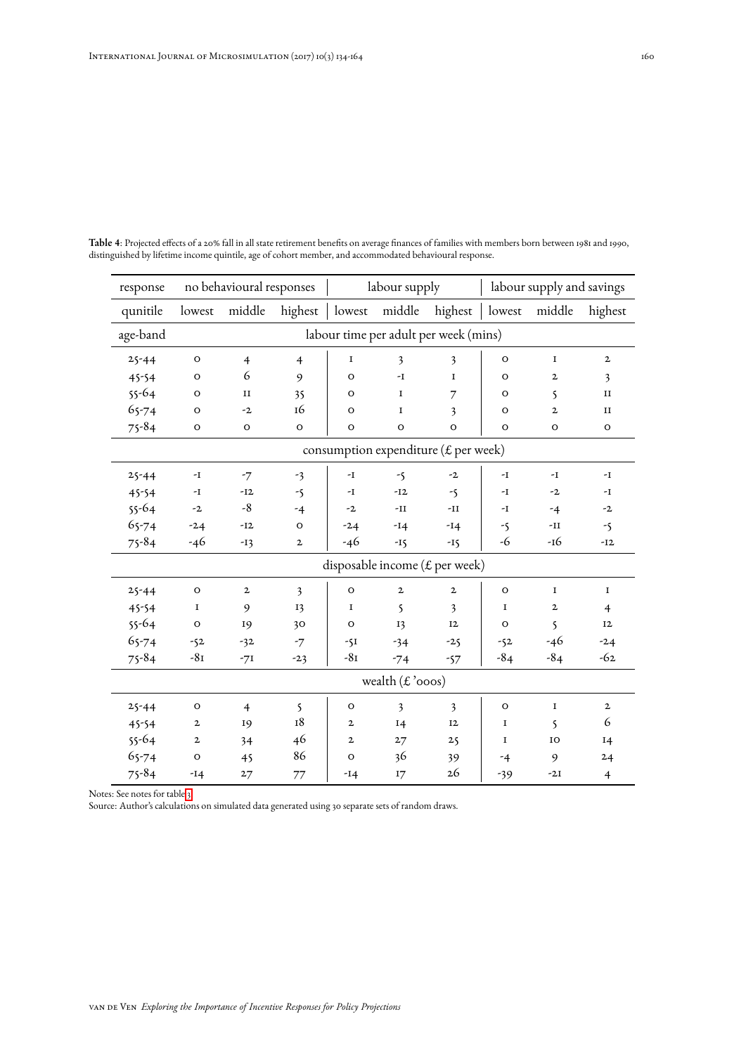**Table 4**: Projected effects of a 20% fall in all state retirement benefits on average finances of families with members born between 1981 and 1990, distinguished by lifetime income quintile, age of cohort member, and accommodated behavioural response.

| response | no behavioural responses | | | labour supply | | | labour supply and savings | | |
|---|---|---|---|---|---|---|---|---|---|
| qunitile | lowest | middle | highest | lowest | middle | highest | lowest | middle | highest |
| age-band | labour time per adult per week (mins) | | | | | | | | |
| 25-44 | 0 | 4 | 4 | 1 | 3 | 3 | 0 | 1 | 2 |
| 45-54 | 0 | 6 | 9 | 0 | -1 | 1 | 0 | 2 | 3 |
| 55-64 | 0 | 11 | 35 | 0 | 1 | 7 | 0 | 5 | 11 |
| 65-74 | 0 | -2 | 16 | 0 | 1 | 3 | 0 | 2 | 11 |
| 75-84 | 0 | 0 | 0 | 0 | 0 | 0 | 0 | 0 | 0 |
| | consumption expenditure (£ per week) | | | | | | | | |
| 25-44 | -1 | -7 | -3 | -1 | -5 | -2 | -1 | -1 | -1 |
| 45-54 | -1 | -12 | -5 | -1 | -12 | -5 | -1 | -2 | -1 |
| 55-64 | -2 | -8 | -4 | -2 | -11 | -11 | -1 | -4 | -2 |
| 65-74 | -24 | -12 | 0 | -24 | -14 | -14 | -5 | -11 | -5 |
| 75-84 | -46 | -13 | 2 | -46 | -15 | -15 | -6 | -16 | -12 |
| | disposable income (£ per week) | | | | | | | | |
| 25-44 | 0 | 2 | 3 | 0 | 2 | 2 | 0 | 1 | 1 |
| 45-54 | 1 | 9 | 13 | 1 | 5 | 3 | 1 | 2 | 4 |
| 55-64 | 0 | 19 | 30 | 0 | 13 | 12 | 0 | 5 | 12 |
| 65-74 | -52 | -32 | -7 | -51 | -34 | -25 | -52 | -46 | -24 |
| 75-84 | -81 | -71 | -23 | -81 | -74 | -57 | -84 | -84 | -62 |
| | wealth (£ '000s) | | | | | | | | |
| 25-44 | 0 | 4 | 5 | 0 | 3 | 3 | 0 | 1 | 2 |
| 45-54 | 2 | 19 | 18 | 2 | 14 | 12 | 1 | 5 | 6 |
| 55-64 | 2 | 34 | 46 | 2 | 27 | 25 | 1 | 10 | 14 |
| 65-74 | 0 | 45 | 86 | 0 | 36 | 39 | -4 | 9 | 24 |
| 75-84 | -14 | 27 | 77 | -14 | 17 | 26 | -39 | -21 | 4 |

Notes: See notes for table 3
Source: Author's calculations on simulated data generated using 30 separate sets of random draws.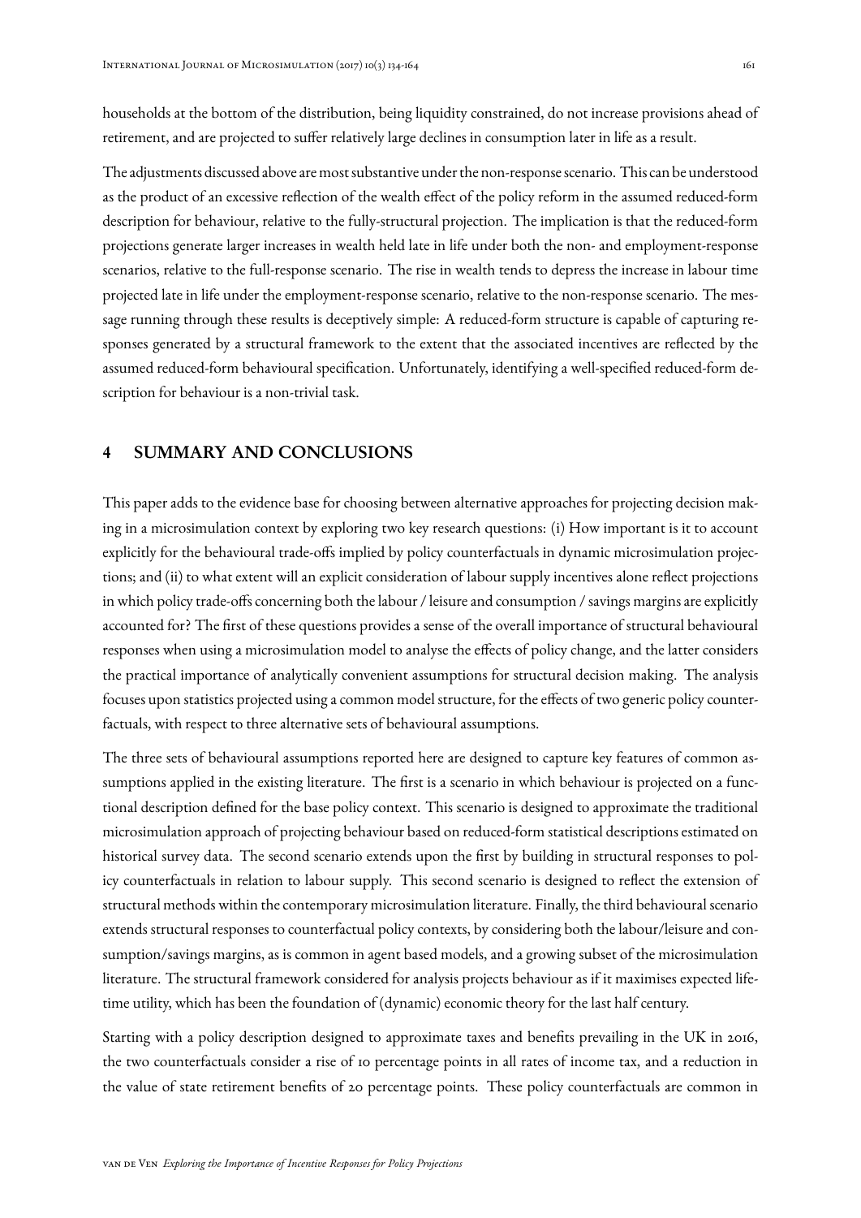households at the bottom of the distribution, being liquidity constrained, do not increase provisions ahead of retirement, and are projected to suffer relatively large declines in consumption later in life as a result.

The adjustments discussed above are most substantive under the non-response scenario. This can be understood as the product of an excessive reflection of the wealth effect of the policy reform in the assumed reduced-form description for behaviour, relative to the fully-structural projection. The implication is that the reduced-form projections generate larger increases in wealth held late in life under both the non- and employment-response scenarios, relative to the full-response scenario. The rise in wealth tends to depress the increase in labour time projected late in life under the employment-response scenario, relative to the non-response scenario. The message running through these results is deceptively simple: A reduced-form structure is capable of capturing responses generated by a structural framework to the extent that the associated incentives are reflected by the assumed reduced-form behavioural specification. Unfortunately, identifying a well-specified reduced-form description for behaviour is a non-trivial task.

## 4 SUMMARY AND CONCLUSIONS

This paper adds to the evidence base for choosing between alternative approaches for projecting decision making in a microsimulation context by exploring two key research questions: (i) How important is it to account explicitly for the behavioural trade-offs implied by policy counterfactuals in dynamic microsimulation projections; and (ii) to what extent will an explicit consideration of labour supply incentives alone reflect projections in which policy trade-offs concerning both the labour / leisure and consumption / savings margins are explicitly accounted for? The first of these questions provides a sense of the overall importance of structural behavioural responses when using a microsimulation model to analyse the effects of policy change, and the latter considers the practical importance of analytically convenient assumptions for structural decision making. The analysis focuses upon statistics projected using a common model structure, for the effects of two generic policy counterfactuals, with respect to three alternative sets of behavioural assumptions.

The three sets of behavioural assumptions reported here are designed to capture key features of common assumptions applied in the existing literature. The first is a scenario in which behaviour is projected on a functional description defined for the base policy context. This scenario is designed to approximate the traditional microsimulation approach of projecting behaviour based on reduced-form statistical descriptions estimated on historical survey data. The second scenario extends upon the first by building in structural responses to policy counterfactuals in relation to labour supply. This second scenario is designed to reflect the extension of structural methods within the contemporary microsimulation literature. Finally, the third behavioural scenario extends structural responses to counterfactual policy contexts, by considering both the labour/leisure and consumption/savings margins, as is common in agent based models, and a growing subset of the microsimulation literature. The structural framework considered for analysis projects behaviour as if it maximises expected lifetime utility, which has been the foundation of (dynamic) economic theory for the last half century.

Starting with a policy description designed to approximate taxes and benefits prevailing in the UK in 2016, the two counterfactuals consider a rise of 10 percentage points in all rates of income tax, and a reduction in the value of state retirement benefits of 20 percentage points. These policy counterfactuals are common in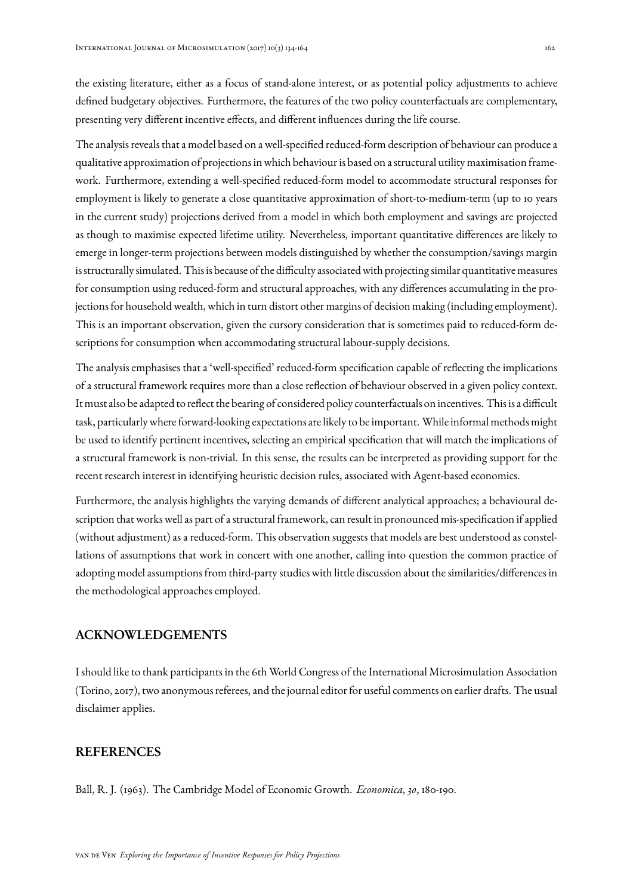the existing literature, either as a focus of stand-alone interest, or as potential policy adjustments to achieve defined budgetary objectives. Furthermore, the features of the two policy counterfactuals are complementary, presenting very different incentive effects, and different influences during the life course.

The analysis reveals that a model based on a well-specified reduced-form description of behaviour can produce a qualitative approximation of projections in which behaviour is based on a structural utility maximisation framework. Furthermore, extending a well-specified reduced-form model to accommodate structural responses for employment is likely to generate a close quantitative approximation of short-to-medium-term (up to 10 years in the current study) projections derived from a model in which both employment and savings are projected as though to maximise expected lifetime utility. Nevertheless, important quantitative differences are likely to emerge in longer-term projections between models distinguished by whether the consumption/savings margin is structurally simulated. This is because of the difficulty associated with projecting similar quantitative measures for consumption using reduced-form and structural approaches, with any differences accumulating in the projections for household wealth, which in turn distort other margins of decision making (including employment). This is an important observation, given the cursory consideration that is sometimes paid to reduced-form descriptions for consumption when accommodating structural labour-supply decisions.

The analysis emphasises that a 'well-specified' reduced-form specification capable of reflecting the implications of a structural framework requires more than a close reflection of behaviour observed in a given policy context. It must also be adapted to reflect the bearing of considered policy counterfactuals on incentives. This is a difficult task, particularly where forward-looking expectations are likely to be important. While informal methods might be used to identify pertinent incentives, selecting an empirical specification that will match the implications of a structural framework is non-trivial. In this sense, the results can be interpreted as providing support for the recent research interest in identifying heuristic decision rules, associated with Agent-based economics.

Furthermore, the analysis highlights the varying demands of different analytical approaches; a behavioural description that works well as part of a structural framework, can result in pronounced mis-specification if applied (without adjustment) as a reduced-form. This observation suggests that models are best understood as constellations of assumptions that work in concert with one another, calling into question the common practice of adopting model assumptions from third-party studies with little discussion about the similarities/differences in the methodological approaches employed.

## ACKNOWLEDGEMENTS

I should like to thank participants in the 6th World Congress of the International Microsimulation Association (Torino, 2017), two anonymous referees, and the journal editor for useful comments on earlier drafts. The usual disclaimer applies.

## REFERENCES

Ball, R. J. (1963). The Cambridge Model of Economic Growth. *Economica*, *30*, 180-190.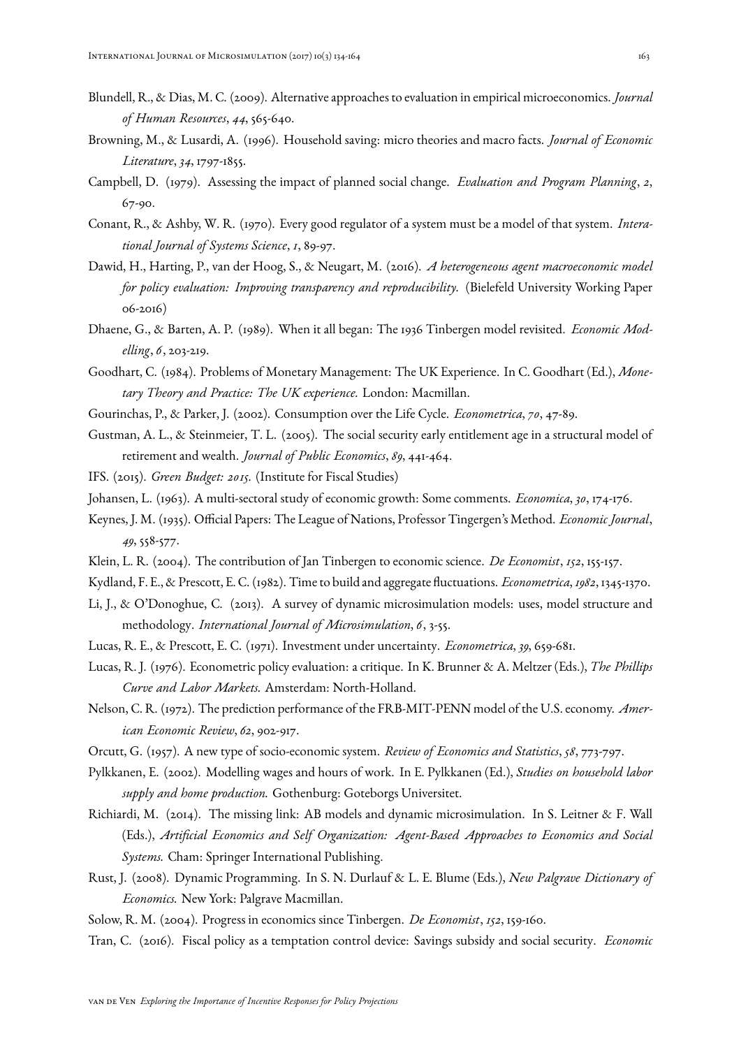Blundell, R., & Dias, M. C. (2009). Alternative approaches to evaluation in empirical microeconomics. *Journal of Human Resources*, *44*, 565-640.

Browning, M., & Lusardi, A. (1996). Household saving: micro theories and macro facts. *Journal of Economic Literature*, *34*, 1797-1855.

Campbell, D. (1979). Assessing the impact of planned social change. *Evaluation and Program Planning*, *2*, 67-90.

Conant, R., & Ashby, W. R. (1970). Every good regulator of a system must be a model of that system. *Interational Journal of Systems Science*, *1*, 89-97.

Dawid, H., Harting, P., van der Hoog, S., & Neugart, M. (2016). *A heterogeneous agent macroeconomic model for policy evaluation: Improving transparency and reproducibility.* (Bielefeld University Working Paper 06-2016)

Dhaene, G., & Barten, A. P. (1989). When it all began: The 1936 Tinbergen model revisited. *Economic Modelling*, *6*, 203-219.

Goodhart, C. (1984). Problems of Monetary Management: The UK Experience. In C. Goodhart (Ed.), *Monetary Theory and Practice: The UK experience.* London: Macmillan.

Gourinchas, P., & Parker, J. (2002). Consumption over the Life Cycle. *Econometrica*, *70*, 47-89.

Gustman, A. L., & Steinmeier, T. L. (2005). The social security early entitlement age in a structural model of retirement and wealth. *Journal of Public Economics*, *89*, 441-464.

IFS. (2015). *Green Budget: 2015.* (Institute for Fiscal Studies)

Johansen, L. (1963). A multi-sectoral study of economic growth: Some comments. *Economica*, *30*, 174-176.

Keynes, J. M. (1935). Official Papers: The League of Nations, Professor Tingergen's Method. *Economic Journal*, *49*, 558-577.

Klein, L. R. (2004). The contribution of Jan Tinbergen to economic science. *De Economist*, *152*, 155-157.

Kydland, F. E., & Prescott, E. C. (1982). Time to build and aggregate fluctuations. *Econometrica*, *1982*, 1345-1370.

Li, J., & O'Donoghue, C. (2013). A survey of dynamic microsimulation models: uses, model structure and methodology. *International Journal of Microsimulation*, *6*, 3-55.

Lucas, R. E., & Prescott, E. C. (1971). Investment under uncertainty. *Econometrica*, *39*, 659-681.

Lucas, R. J. (1976). Econometric policy evaluation: a critique. In K. Brunner & A. Meltzer (Eds.), *The Phillips Curve and Labor Markets.* Amsterdam: North-Holland.

Nelson, C. R. (1972). The prediction performance of the FRB-MIT-PENN model of the U.S. economy. *American Economic Review*, *62*, 902-917.

Orcutt, G. (1957). A new type of socio-economic system. *Review of Economics and Statistics*, *58*, 773-797.

Pylkkanen, E. (2002). Modelling wages and hours of work. In E. Pylkkanen (Ed.), *Studies on household labor supply and home production.* Gothenburg: Goteborgs Universitet.

Richiardi, M. (2014). The missing link: AB models and dynamic microsimulation. In S. Leitner & F. Wall (Eds.), *Artificial Economics and Self Organization: Agent-Based Approaches to Economics and Social Systems.* Cham: Springer International Publishing.

Rust, J. (2008). Dynamic Programming. In S. N. Durlauf & L. E. Blume (Eds.), *New Palgrave Dictionary of Economics.* New York: Palgrave Macmillan.

Solow, R. M. (2004). Progress in economics since Tinbergen. *De Economist*, *152*, 159-160.

Tran, C. (2016). Fiscal policy as a temptation control device: Savings subsidy and social security. *Economic*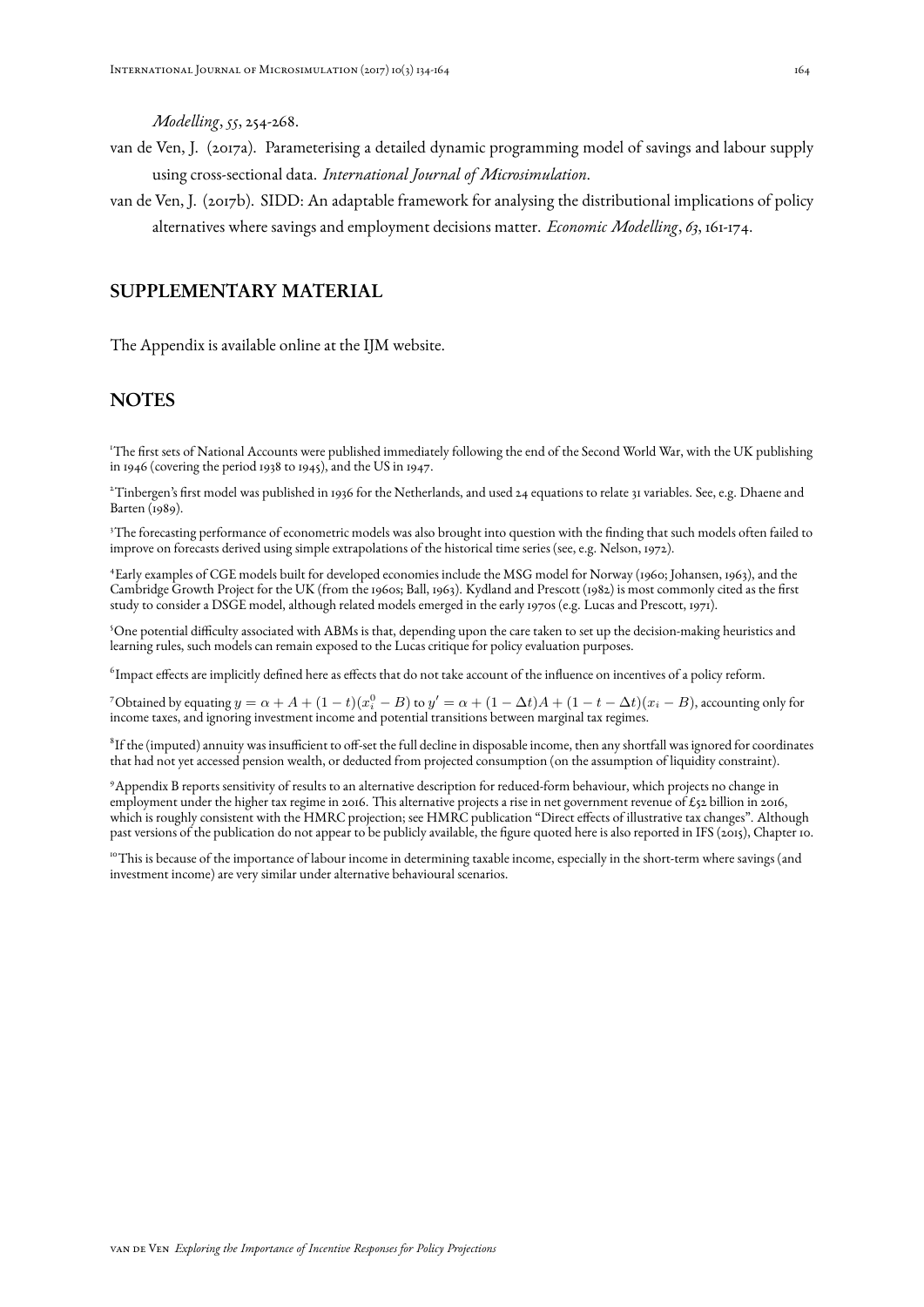*Modelling*, *55*, 254-268.

van de Ven, J. (2017a). Parameterising a detailed dynamic programming model of savings and labour supply using cross-sectional data. *International Journal of Microsimulation*.

van de Ven, J. (2017b). SIDD: An adaptable framework for analysing the distributional implications of policy alternatives where savings and employment decisions matter. *Economic Modelling*, *63*, 161-174.

## SUPPLEMENTARY MATERIAL

The Appendix is available online at the IJM website.

## NOTES

[1]The first sets of National Accounts were published immediately following the end of the Second World War, with the UK publishing in 1946 (covering the period 1938 to 1945), and the US in 1947.

[2]Tinbergen's first model was published in 1936 for the Netherlands, and used 24 equations to relate 31 variables. See, e.g. Dhaene and Barten (1989).

[3]The forecasting performance of econometric models was also brought into question with the finding that such models often failed to improve on forecasts derived using simple extrapolations of the historical time series (see, e.g. Nelson, 1972).

[4]Early examples of CGE models built for developed economies include the MSG model for Norway (1960; Johansen, 1963), and the Cambridge Growth Project for the UK (from the 1960s; Ball, 1963). Kydland and Prescott (1982) is most commonly cited as the first study to consider a DSGE model, although related models emerged in the early 1970s (e.g. Lucas and Prescott, 1971).

[5]One potential difficulty associated with ABMs is that, depending upon the care taken to set up the decision-making heuristics and learning rules, such models can remain exposed to the Lucas critique for policy evaluation purposes.

[6]Impact effects are implicitly defined here as effects that do not take account of the influence on incentives of a policy reform.

[7]Obtained by equating $y = \alpha + A + (1-t)(x_i^0 - B)$ to $y' = \alpha + (1-\Delta t)A + (1-t-\Delta t)(x_i - B)$, accounting only for income taxes, and ignoring investment income and potential transitions between marginal tax regimes.

[8]If the (imputed) annuity was insufficient to off-set the full decline in disposable income, then any shortfall was ignored for coordinates that had not yet accessed pension wealth, or deducted from projected consumption (on the assumption of liquidity constraint).

[9]Appendix B reports sensitivity of results to an alternative description for reduced-form behaviour, which projects no change in employment under the higher tax regime in 2016. This alternative projects a rise in net government revenue of £52 billion in 2016, which is roughly consistent with the HMRC projection; see HMRC publication "Direct effects of illustrative tax changes". Although past versions of the publication do not appear to be publicly available, the figure quoted here is also reported in IFS (2015), Chapter 10.

[10]This is because of the importance of labour income in determining taxable income, especially in the short-term where savings (and investment income) are very similar under alternative behavioural scenarios.